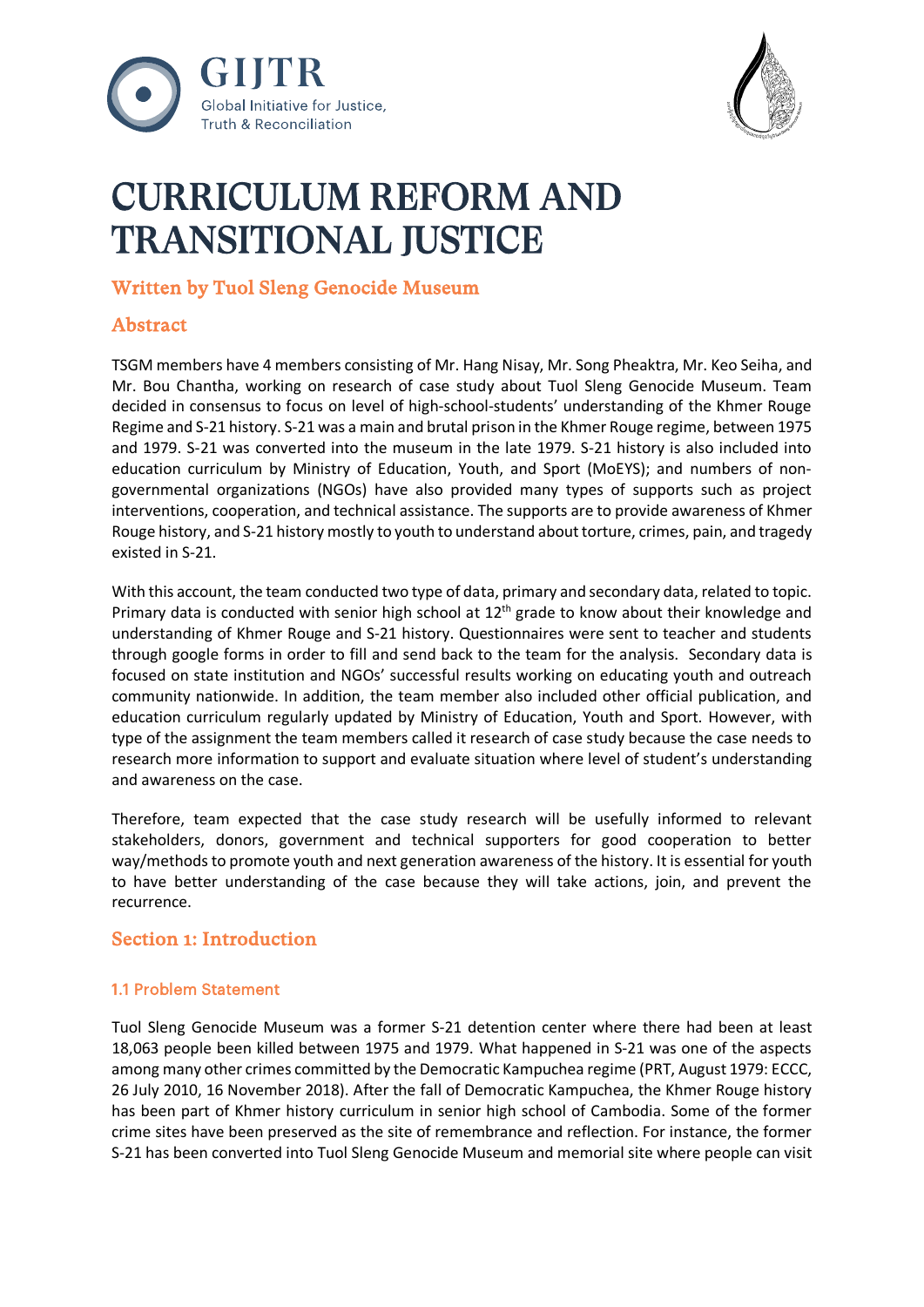# CURRICULUM REFORM AND TRANSITIONAL JUSTICE

## Written by Tuol Sleng Genocide Museum

## Abstract

TSGM members have 4 members consisting of Mr. Hang Nisay, Mr. Song Pheaktra, Mr. Keo Seiha, and Mr. Bou Chantha, working on research of case study about Tuol Sleng Genocide Museum. Team decided in consensus to focus on level of high-school-students' understanding of the Khmer Rouge Regime and S-21 history. S-21 was a main and brutal prison in the Khmer Rouge regime, between 1975 and 1979. S-21 was converted into the museum in the late 1979. S-21 history is also included into education curriculum by Ministry of Education, Youth, and Sport (MoEYS); and numbers of non-governmental organizations (NGOs) have also provided many types of supports such as project interventions, cooperation, and technical assistance. The supports are to provide awareness of Khmer Rouge history, and S-21 history mostly to youth to understand about torture, crimes, pain, and tragedy existed in S-21.

With this account, the team conducted two type of data, primary and secondary data, related to topic. Primary data is conducted with senior high school at 12th grade to know about their knowledge and understanding of Khmer Rouge and S-21 history. Questionnaires were sent to teacher and students through google forms in order to fill and send back to the team for the analysis. Secondary data is focused on state institution and NGOs' successful results working on educating youth and outreach community nationwide. In addition, the team member also included other official publication, and education curriculum regularly updated by Ministry of Education, Youth and Sport. However, with type of the assignment the team members called it research of case study because the case needs to research more information to support and evaluate situation where level of student's understanding and awareness on the case.

Therefore, team expected that the case study research will be usefully informed to relevant stakeholders, donors, government and technical supporters for good cooperation to better way/methods to promote youth and next generation awareness of the history. It is essential for youth to have better understanding of the case because they will take actions, join, and prevent the recurrence.

## Section 1: Introduction

### 1.1 Problem Statement

Tuol Sleng Genocide Museum was a former S-21 detention center where there had been at least 18,063 people been killed between 1975 and 1979. What happened in S-21 was one of the aspects among many other crimes committed by the Democratic Kampuchea regime (PRT, August 1979: ECCC, 26 July 2010, 16 November 2018). After the fall of Democratic Kampuchea, the Khmer Rouge history has been part of Khmer history curriculum in senior high school of Cambodia. Some of the former crime sites have been preserved as the site of remembrance and reflection. For instance, the former S-21 has been converted into Tuol Sleng Genocide Museum and memorial site where people can visit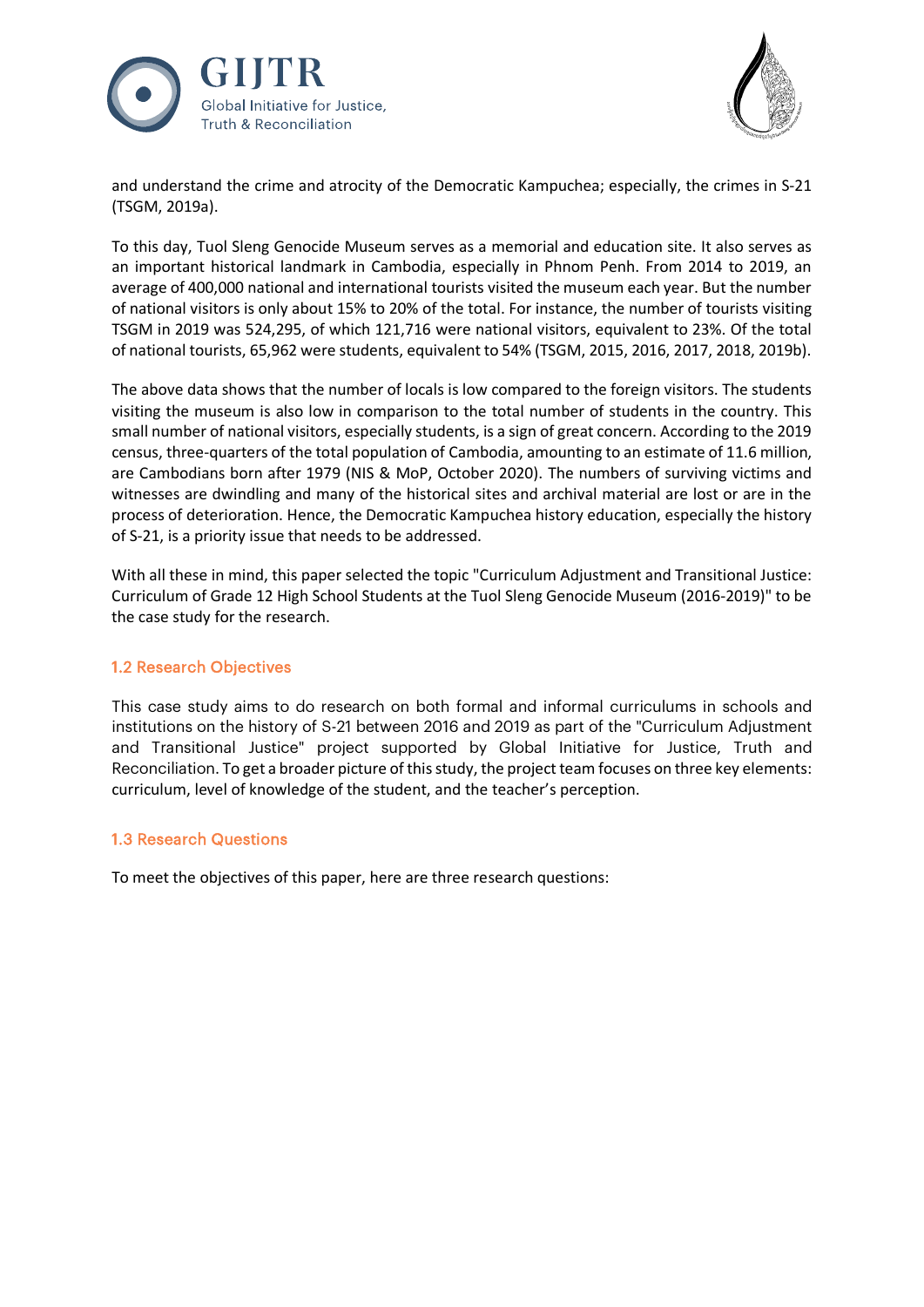and understand the crime and atrocity of the Democratic Kampuchea; especially, the crimes in S-21 (TSGM, 2019a).

To this day, Tuol Sleng Genocide Museum serves as a memorial and education site. It also serves as an important historical landmark in Cambodia, especially in Phnom Penh. From 2014 to 2019, an average of 400,000 national and international tourists visited the museum each year. But the number of national visitors is only about 15% to 20% of the total. For instance, the number of tourists visiting TSGM in 2019 was 524,295, of which 121,716 were national visitors, equivalent to 23%. Of the total of national tourists, 65,962 were students, equivalent to 54% (TSGM, 2015, 2016, 2017, 2018, 2019b).

The above data shows that the number of locals is low compared to the foreign visitors. The students visiting the museum is also low in comparison to the total number of students in the country. This small number of national visitors, especially students, is a sign of great concern. According to the 2019 census, three-quarters of the total population of Cambodia, amounting to an estimate of 11.6 million, are Cambodians born after 1979 (NIS & MoP, October 2020). The numbers of surviving victims and witnesses are dwindling and many of the historical sites and archival material are lost or are in the process of deterioration. Hence, the Democratic Kampuchea history education, especially the history of S-21, is a priority issue that needs to be addressed.

With all these in mind, this paper selected the topic "Curriculum Adjustment and Transitional Justice: Curriculum of Grade 12 High School Students at the Tuol Sleng Genocide Museum (2016-2019)" to be the case study for the research.

### 1.2 Research Objectives

This case study aims to do research on both formal and informal curriculums in schools and institutions on the history of S-21 between 2016 and 2019 as part of the "Curriculum Adjustment and Transitional Justice" project supported by Global Initiative for Justice, Truth and Reconciliation. To get a broader picture of this study, the project team focuses on three key elements: curriculum, level of knowledge of the student, and the teacher's perception.

### 1.3 Research Questions

To meet the objectives of this paper, here are three research questions: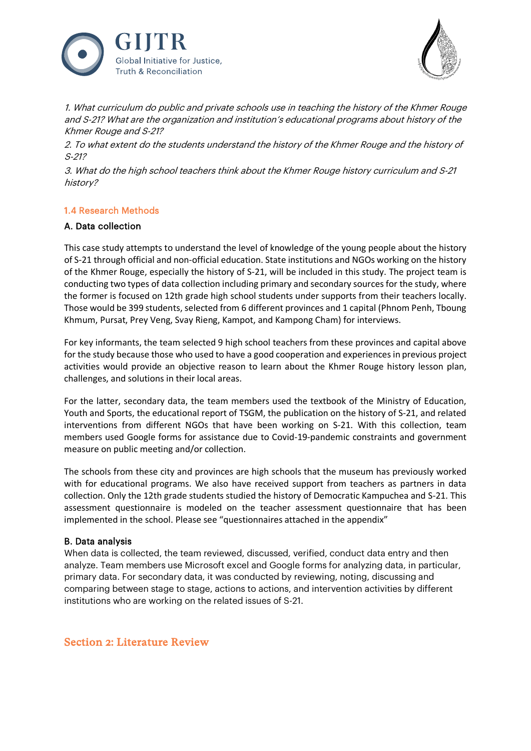*1. What curriculum do public and private schools use in teaching the history of the Khmer Rouge and S-21? What are the organization and institution's educational programs about history of the Khmer Rouge and S-21?*

*2. To what extent do the students understand the history of the Khmer Rouge and the history of S-21?*

*3. What do the high school teachers think about the Khmer Rouge history curriculum and S-21 history?*

### 1.4 Research Methods

#### A. Data collection

This case study attempts to understand the level of knowledge of the young people about the history of S-21 through official and non-official education. State institutions and NGOs working on the history of the Khmer Rouge, especially the history of S-21, will be included in this study. The project team is conducting two types of data collection including primary and secondary sources for the study, where the former is focused on 12th grade high school students under supports from their teachers locally. Those would be 399 students, selected from 6 different provinces and 1 capital (Phnom Penh, Tboung Khmum, Pursat, Prey Veng, Svay Rieng, Kampot, and Kampong Cham) for interviews.

For key informants, the team selected 9 high school teachers from these provinces and capital above for the study because those who used to have a good cooperation and experiences in previous project activities would provide an objective reason to learn about the Khmer Rouge history lesson plan, challenges, and solutions in their local areas.

For the latter, secondary data, the team members used the textbook of the Ministry of Education, Youth and Sports, the educational report of TSGM, the publication on the history of S-21, and related interventions from different NGOs that have been working on S-21. With this collection, team members used Google forms for assistance due to Covid-19-pandemic constraints and government measure on public meeting and/or collection.

The schools from these city and provinces are high schools that the museum has previously worked with for educational programs. We also have received support from teachers as partners in data collection. Only the 12th grade students studied the history of Democratic Kampuchea and S-21. This assessment questionnaire is modeled on the teacher assessment questionnaire that has been implemented in the school. Please see "questionnaires attached in the appendix"

#### B. Data analysis

When data is collected, the team reviewed, discussed, verified, conduct data entry and then analyze. Team members use Microsoft excel and Google forms for analyzing data, in particular, primary data. For secondary data, it was conducted by reviewing, noting, discussing and comparing between stage to stage, actions to actions, and intervention activities by different institutions who are working on the related issues of S-21.

## Section 2: Literature Review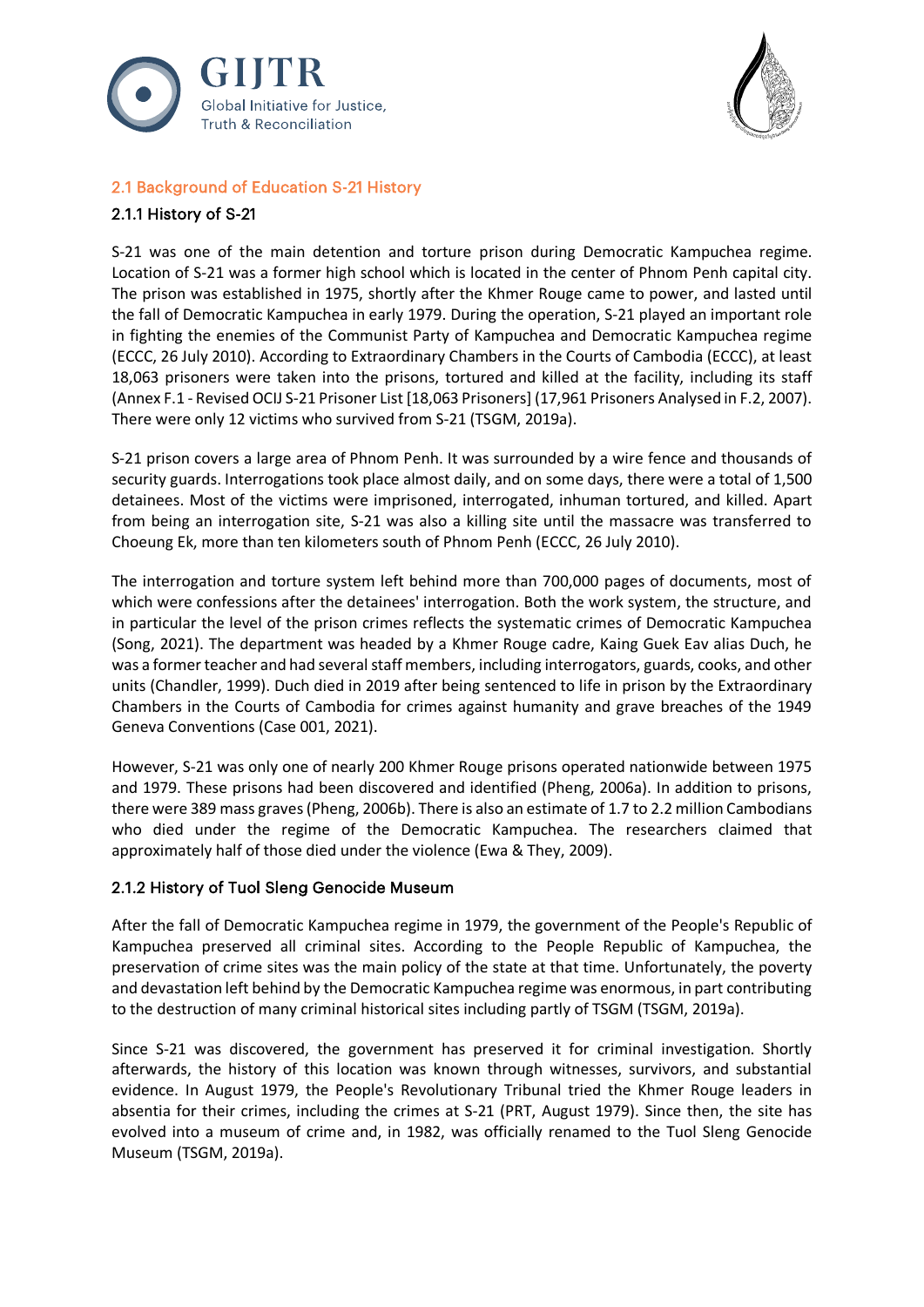## 2.1 Background of Education S-21 History

### 2.1.1 History of S-21

S-21 was one of the main detention and torture prison during Democratic Kampuchea regime. Location of S-21 was a former high school which is located in the center of Phnom Penh capital city. The prison was established in 1975, shortly after the Khmer Rouge came to power, and lasted until the fall of Democratic Kampuchea in early 1979. During the operation, S-21 played an important role in fighting the enemies of the Communist Party of Kampuchea and Democratic Kampuchea regime (ECCC, 26 July 2010). According to Extraordinary Chambers in the Courts of Cambodia (ECCC), at least 18,063 prisoners were taken into the prisons, tortured and killed at the facility, including its staff (Annex F.1 - Revised OCIJ S-21 Prisoner List [18,063 Prisoners] (17,961 Prisoners Analysed in F.2, 2007). There were only 12 victims who survived from S-21 (TSGM, 2019a).

S-21 prison covers a large area of Phnom Penh. It was surrounded by a wire fence and thousands of security guards. Interrogations took place almost daily, and on some days, there were a total of 1,500 detainees. Most of the victims were imprisoned, interrogated, inhuman tortured, and killed. Apart from being an interrogation site, S-21 was also a killing site until the massacre was transferred to Choeung Ek, more than ten kilometers south of Phnom Penh (ECCC, 26 July 2010).

The interrogation and torture system left behind more than 700,000 pages of documents, most of which were confessions after the detainees' interrogation. Both the work system, the structure, and in particular the level of the prison crimes reflects the systematic crimes of Democratic Kampuchea (Song, 2021). The department was headed by a Khmer Rouge cadre, Kaing Guek Eav alias Duch, he was a former teacher and had several staff members, including interrogators, guards, cooks, and other units (Chandler, 1999). Duch died in 2019 after being sentenced to life in prison by the Extraordinary Chambers in the Courts of Cambodia for crimes against humanity and grave breaches of the 1949 Geneva Conventions (Case 001, 2021).

However, S-21 was only one of nearly 200 Khmer Rouge prisons operated nationwide between 1975 and 1979. These prisons had been discovered and identified (Pheng, 2006a). In addition to prisons, there were 389 mass graves (Pheng, 2006b). There is also an estimate of 1.7 to 2.2 million Cambodians who died under the regime of the Democratic Kampuchea. The researchers claimed that approximately half of those died under the violence (Ewa & They, 2009).

### 2.1.2 History of Tuol Sleng Genocide Museum

After the fall of Democratic Kampuchea regime in 1979, the government of the People's Republic of Kampuchea preserved all criminal sites. According to the People Republic of Kampuchea, the preservation of crime sites was the main policy of the state at that time. Unfortunately, the poverty and devastation left behind by the Democratic Kampuchea regime was enormous, in part contributing to the destruction of many criminal historical sites including partly of TSGM (TSGM, 2019a).

Since S-21 was discovered, the government has preserved it for criminal investigation. Shortly afterwards, the history of this location was known through witnesses, survivors, and substantial evidence. In August 1979, the People's Revolutionary Tribunal tried the Khmer Rouge leaders in absentia for their crimes, including the crimes at S-21 (PRT, August 1979). Since then, the site has evolved into a museum of crime and, in 1982, was officially renamed to the Tuol Sleng Genocide Museum (TSGM, 2019a).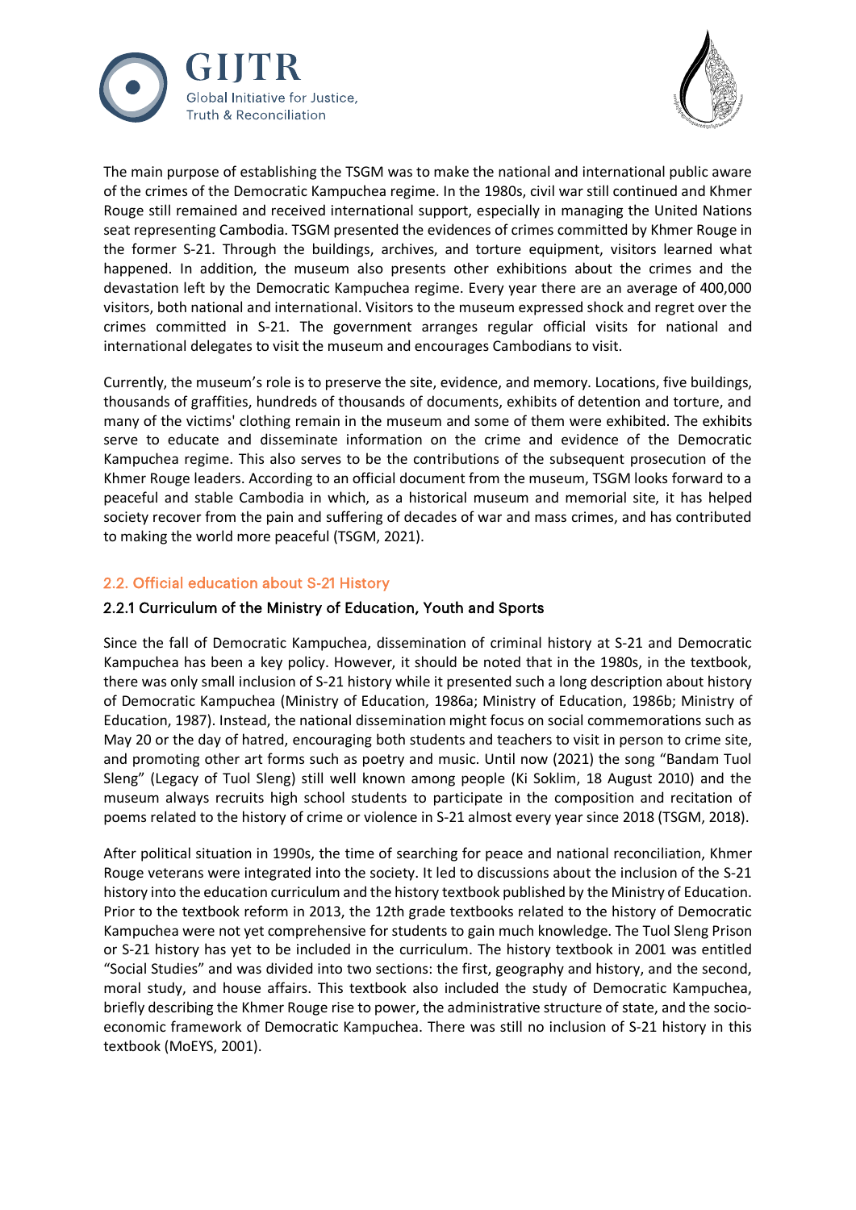The main purpose of establishing the TSGM was to make the national and international public aware of the crimes of the Democratic Kampuchea regime. In the 1980s, civil war still continued and Khmer Rouge still remained and received international support, especially in managing the United Nations seat representing Cambodia. TSGM presented the evidences of crimes committed by Khmer Rouge in the former S-21. Through the buildings, archives, and torture equipment, visitors learned what happened. In addition, the museum also presents other exhibitions about the crimes and the devastation left by the Democratic Kampuchea regime. Every year there are an average of 400,000 visitors, both national and international. Visitors to the museum expressed shock and regret over the crimes committed in S-21. The government arranges regular official visits for national and international delegates to visit the museum and encourages Cambodians to visit.

Currently, the museum's role is to preserve the site, evidence, and memory. Locations, five buildings, thousands of graffities, hundreds of thousands of documents, exhibits of detention and torture, and many of the victims' clothing remain in the museum and some of them were exhibited. The exhibits serve to educate and disseminate information on the crime and evidence of the Democratic Kampuchea regime. This also serves to be the contributions of the subsequent prosecution of the Khmer Rouge leaders. According to an official document from the museum, TSGM looks forward to a peaceful and stable Cambodia in which, as a historical museum and memorial site, it has helped society recover from the pain and suffering of decades of war and mass crimes, and has contributed to making the world more peaceful (TSGM, 2021).

## 2.2. Official education about S-21 History

### 2.2.1 Curriculum of the Ministry of Education, Youth and Sports

Since the fall of Democratic Kampuchea, dissemination of criminal history at S-21 and Democratic Kampuchea has been a key policy. However, it should be noted that in the 1980s, in the textbook, there was only small inclusion of S-21 history while it presented such a long description about history of Democratic Kampuchea (Ministry of Education, 1986a; Ministry of Education, 1986b; Ministry of Education, 1987). Instead, the national dissemination might focus on social commemorations such as May 20 or the day of hatred, encouraging both students and teachers to visit in person to crime site, and promoting other art forms such as poetry and music. Until now (2021) the song "Bandam Tuol Sleng" (Legacy of Tuol Sleng) still well known among people (Ki Soklim, 18 August 2010) and the museum always recruits high school students to participate in the composition and recitation of poems related to the history of crime or violence in S-21 almost every year since 2018 (TSGM, 2018).

After political situation in 1990s, the time of searching for peace and national reconciliation, Khmer Rouge veterans were integrated into the society. It led to discussions about the inclusion of the S-21 history into the education curriculum and the history textbook published by the Ministry of Education. Prior to the textbook reform in 2013, the 12th grade textbooks related to the history of Democratic Kampuchea were not yet comprehensive for students to gain much knowledge. The Tuol Sleng Prison or S-21 history has yet to be included in the curriculum. The history textbook in 2001 was entitled "Social Studies" and was divided into two sections: the first, geography and history, and the second, moral study, and house affairs. This textbook also included the study of Democratic Kampuchea, briefly describing the Khmer Rouge rise to power, the administrative structure of state, and the socio-economic framework of Democratic Kampuchea. There was still no inclusion of S-21 history in this textbook (MoEYS, 2001).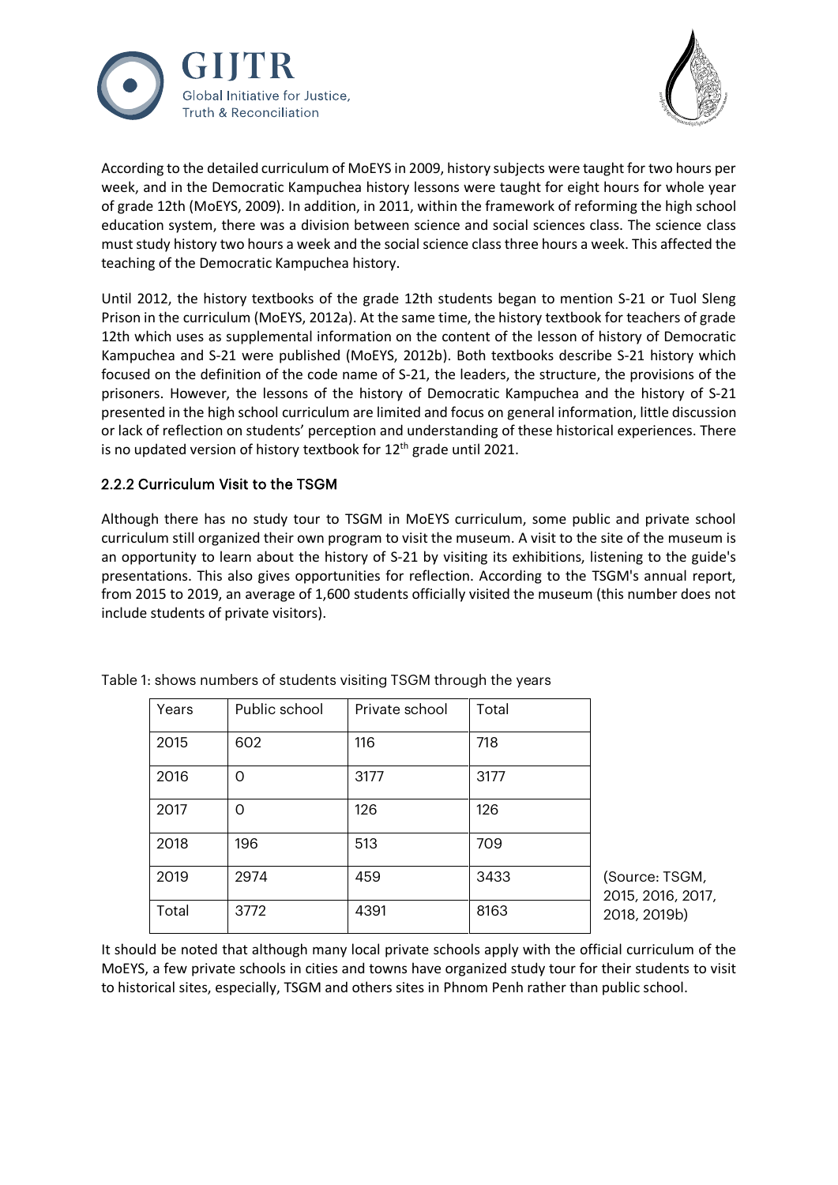According to the detailed curriculum of MoEYS in 2009, history subjects were taught for two hours per week, and in the Democratic Kampuchea history lessons were taught for eight hours for whole year of grade 12th (MoEYS, 2009). In addition, in 2011, within the framework of reforming the high school education system, there was a division between science and social sciences class. The science class must study history two hours a week and the social science class three hours a week. This affected the teaching of the Democratic Kampuchea history.

Until 2012, the history textbooks of the grade 12th students began to mention S-21 or Tuol Sleng Prison in the curriculum (MoEYS, 2012a). At the same time, the history textbook for teachers of grade 12th which uses as supplemental information on the content of the lesson of history of Democratic Kampuchea and S-21 were published (MoEYS, 2012b). Both textbooks describe S-21 history which focused on the definition of the code name of S-21, the leaders, the structure, the provisions of the prisoners. However, the lessons of the history of Democratic Kampuchea and the history of S-21 presented in the high school curriculum are limited and focus on general information, little discussion or lack of reflection on students' perception and understanding of these historical experiences. There is no updated version of history textbook for 12th grade until 2021.

### 2.2.2 Curriculum Visit to the TSGM

Although there has no study tour to TSGM in MoEYS curriculum, some public and private school curriculum still organized their own program to visit the museum. A visit to the site of the museum is an opportunity to learn about the history of S-21 by visiting its exhibitions, listening to the guide's presentations. This also gives opportunities for reflection. According to the TSGM's annual report, from 2015 to 2019, an average of 1,600 students officially visited the museum (this number does not include students of private visitors).

Table 1: shows numbers of students visiting TSGM through the years

| Years | Public school | Private school | Total |
|---|---|---|---|
| 2015 | 602 | 116 | 718 |
| 2016 | 0 | 3177 | 3177 |
| 2017 | 0 | 126 | 126 |
| 2018 | 196 | 513 | 709 |
| 2019 | 2974 | 459 | 3433 |
| Total | 3772 | 4391 | 8163 |

(Source: TSGM, 2015, 2016, 2017, 2018, 2019b)

It should be noted that although many local private schools apply with the official curriculum of the MoEYS, a few private schools in cities and towns have organized study tour for their students to visit to historical sites, especially, TSGM and others sites in Phnom Penh rather than public school.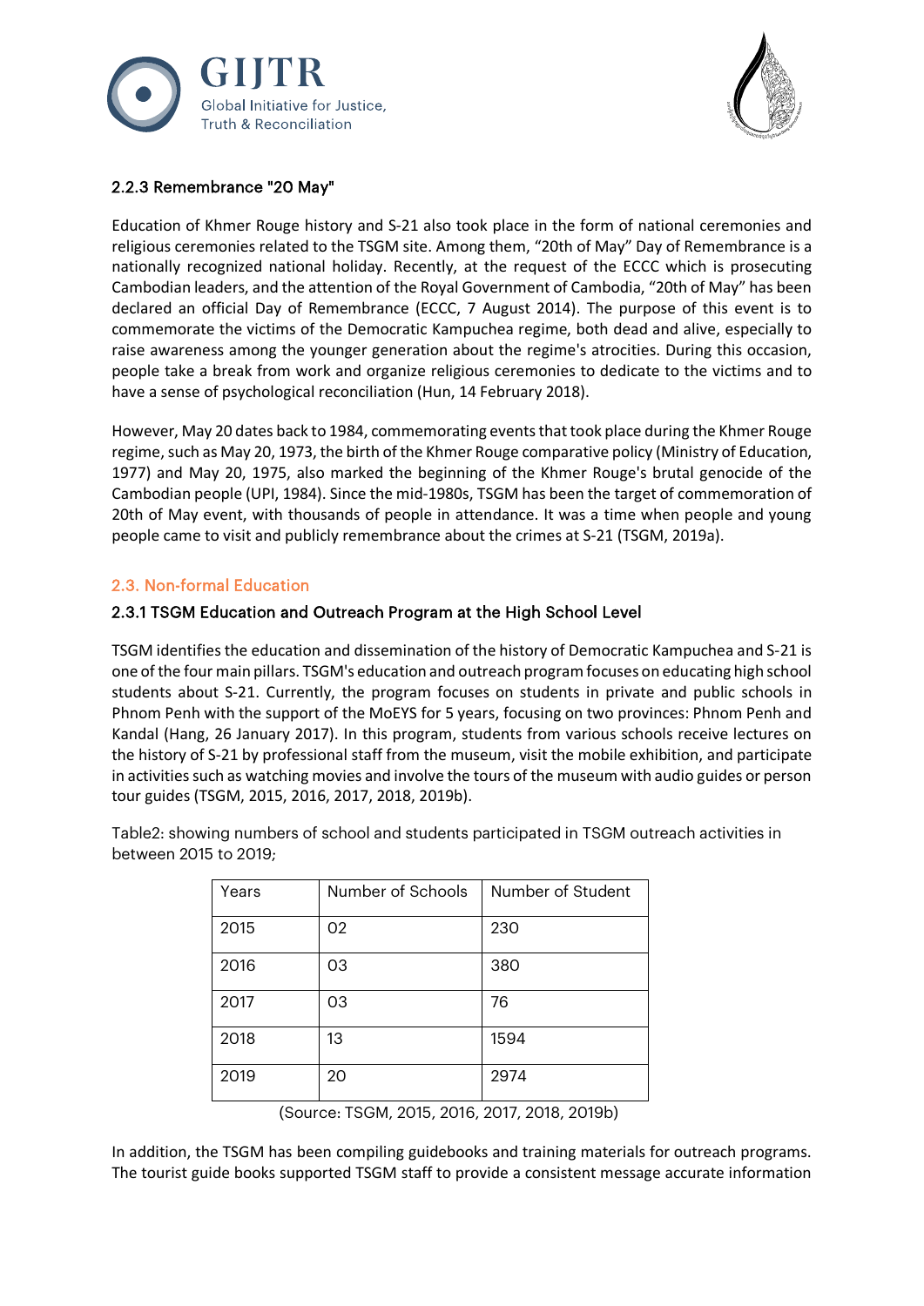### 2.2.3 Remembrance "20 May"

Education of Khmer Rouge history and S-21 also took place in the form of national ceremonies and religious ceremonies related to the TSGM site. Among them, "20th of May" Day of Remembrance is a nationally recognized national holiday. Recently, at the request of the ECCC which is prosecuting Cambodian leaders, and the attention of the Royal Government of Cambodia, "20th of May" has been declared an official Day of Remembrance (ECCC, 7 August 2014). The purpose of this event is to commemorate the victims of the Democratic Kampuchea regime, both dead and alive, especially to raise awareness among the younger generation about the regime's atrocities. During this occasion, people take a break from work and organize religious ceremonies to dedicate to the victims and to have a sense of psychological reconciliation (Hun, 14 February 2018).

However, May 20 dates back to 1984, commemorating events that took place during the Khmer Rouge regime, such as May 20, 1973, the birth of the Khmer Rouge comparative policy (Ministry of Education, 1977) and May 20, 1975, also marked the beginning of the Khmer Rouge's brutal genocide of the Cambodian people (UPI, 1984). Since the mid-1980s, TSGM has been the target of commemoration of 20th of May event, with thousands of people in attendance. It was a time when people and young people came to visit and publicly remembrance about the crimes at S-21 (TSGM, 2019a).

## 2.3. Non-formal Education

### 2.3.1 TSGM Education and Outreach Program at the High School Level

TSGM identifies the education and dissemination of the history of Democratic Kampuchea and S-21 is one of the four main pillars. TSGM's education and outreach program focuses on educating high school students about S-21. Currently, the program focuses on students in private and public schools in Phnom Penh with the support of the MoEYS for 5 years, focusing on two provinces: Phnom Penh and Kandal (Hang, 26 January 2017). In this program, students from various schools receive lectures on the history of S-21 by professional staff from the museum, visit the mobile exhibition, and participate in activities such as watching movies and involve the tours of the museum with audio guides or person tour guides (TSGM, 2015, 2016, 2017, 2018, 2019b).

Table2: showing numbers of school and students participated in TSGM outreach activities in between 2015 to 2019;

| Years | Number of Schools | Number of Student |
|---|---|---|
| 2015 | 02 | 230 |
| 2016 | 03 | 380 |
| 2017 | 03 | 76 |
| 2018 | 13 | 1594 |
| 2019 | 20 | 2974 |

(Source: TSGM, 2015, 2016, 2017, 2018, 2019b)

In addition, the TSGM has been compiling guidebooks and training materials for outreach programs. The tourist guide books supported TSGM staff to provide a consistent message accurate information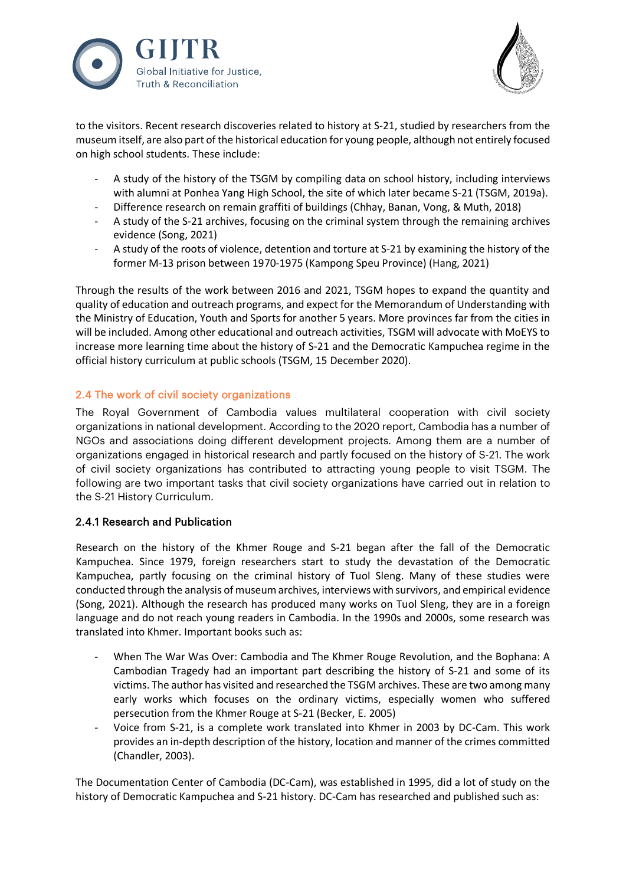to the visitors. Recent research discoveries related to history at S-21, studied by researchers from the museum itself, are also part of the historical education for young people, although not entirely focused on high school students. These include:

- A study of the history of the TSGM by compiling data on school history, including interviews with alumni at Ponhea Yang High School, the site of which later became S-21 (TSGM, 2019a).
- Difference research on remain graffiti of buildings (Chhay, Banan, Vong, & Muth, 2018)
- A study of the S-21 archives, focusing on the criminal system through the remaining archives evidence (Song, 2021)
- A study of the roots of violence, detention and torture at S-21 by examining the history of the former M-13 prison between 1970-1975 (Kampong Speu Province) (Hang, 2021)

Through the results of the work between 2016 and 2021, TSGM hopes to expand the quantity and quality of education and outreach programs, and expect for the Memorandum of Understanding with the Ministry of Education, Youth and Sports for another 5 years. More provinces far from the cities in will be included. Among other educational and outreach activities, TSGM will advocate with MoEYS to increase more learning time about the history of S-21 and the Democratic Kampuchea regime in the official history curriculum at public schools (TSGM, 15 December 2020).

### 2.4 The work of civil society organizations

The Royal Government of Cambodia values multilateral cooperation with civil society organizations in national development. According to the 2020 report, Cambodia has a number of NGOs and associations doing different development projects. Among them are a number of organizations engaged in historical research and partly focused on the history of S-21. The work of civil society organizations has contributed to attracting young people to visit TSGM. The following are two important tasks that civil society organizations have carried out in relation to the S-21 History Curriculum.

#### 2.4.1 Research and Publication

Research on the history of the Khmer Rouge and S-21 began after the fall of the Democratic Kampuchea. Since 1979, foreign researchers start to study the devastation of the Democratic Kampuchea, partly focusing on the criminal history of Tuol Sleng. Many of these studies were conducted through the analysis of museum archives, interviews with survivors, and empirical evidence (Song, 2021). Although the research has produced many works on Tuol Sleng, they are in a foreign language and do not reach young readers in Cambodia. In the 1990s and 2000s, some research was translated into Khmer. Important books such as:

- When The War Was Over: Cambodia and The Khmer Rouge Revolution, and the Bophana: A Cambodian Tragedy had an important part describing the history of S-21 and some of its victims. The author has visited and researched the TSGM archives. These are two among many early works which focuses on the ordinary victims, especially women who suffered persecution from the Khmer Rouge at S-21 (Becker, E. 2005)
- Voice from S-21, is a complete work translated into Khmer in 2003 by DC-Cam. This work provides an in-depth description of the history, location and manner of the crimes committed (Chandler, 2003).

The Documentation Center of Cambodia (DC-Cam), was established in 1995, did a lot of study on the history of Democratic Kampuchea and S-21 history. DC-Cam has researched and published such as: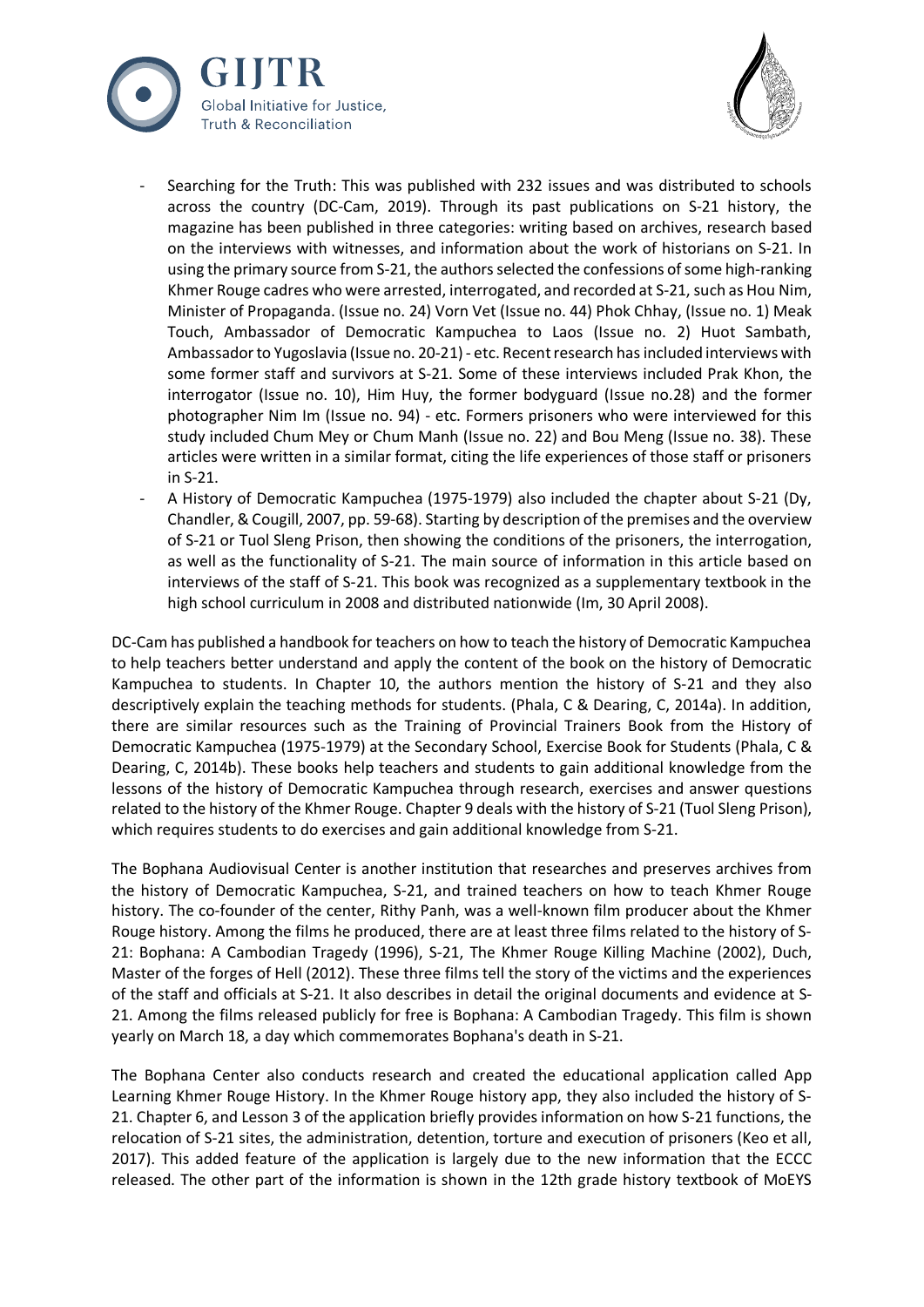- Searching for the Truth: This was published with 232 issues and was distributed to schools across the country (DC-Cam, 2019). Through its past publications on S-21 history, the magazine has been published in three categories: writing based on archives, research based on the interviews with witnesses, and information about the work of historians on S-21. In using the primary source from S-21, the authors selected the confessions of some high-ranking Khmer Rouge cadres who were arrested, interrogated, and recorded at S-21, such as Hou Nim, Minister of Propaganda. (Issue no. 24) Vorn Vet (Issue no. 44) Phok Chhay, (Issue no. 1) Meak Touch, Ambassador of Democratic Kampuchea to Laos (Issue no. 2) Huot Sambath, Ambassador to Yugoslavia (Issue no. 20-21) - etc. Recent research has included interviews with some former staff and survivors at S-21. Some of these interviews included Prak Khon, the interrogator (Issue no. 10), Him Huy, the former bodyguard (Issue no.28) and the former photographer Nim Im (Issue no. 94) - etc. Formers prisoners who were interviewed for this study included Chum Mey or Chum Manh (Issue no. 22) and Bou Meng (Issue no. 38). These articles were written in a similar format, citing the life experiences of those staff or prisoners in S-21.
- A History of Democratic Kampuchea (1975-1979) also included the chapter about S-21 (Dy, Chandler, & Cougill, 2007, pp. 59-68). Starting by description of the premises and the overview of S-21 or Tuol Sleng Prison, then showing the conditions of the prisoners, the interrogation, as well as the functionality of S-21. The main source of information in this article based on interviews of the staff of S-21. This book was recognized as a supplementary textbook in the high school curriculum in 2008 and distributed nationwide (Im, 30 April 2008).

DC-Cam has published a handbook for teachers on how to teach the history of Democratic Kampuchea to help teachers better understand and apply the content of the book on the history of Democratic Kampuchea to students. In Chapter 10, the authors mention the history of S-21 and they also descriptively explain the teaching methods for students. (Phala, C & Dearing, C, 2014a). In addition, there are similar resources such as the Training of Provincial Trainers Book from the History of Democratic Kampuchea (1975-1979) at the Secondary School, Exercise Book for Students (Phala, C & Dearing, C, 2014b). These books help teachers and students to gain additional knowledge from the lessons of the history of Democratic Kampuchea through research, exercises and answer questions related to the history of the Khmer Rouge. Chapter 9 deals with the history of S-21 (Tuol Sleng Prison), which requires students to do exercises and gain additional knowledge from S-21.

The Bophana Audiovisual Center is another institution that researches and preserves archives from the history of Democratic Kampuchea, S-21, and trained teachers on how to teach Khmer Rouge history. The co-founder of the center, Rithy Panh, was a well-known film producer about the Khmer Rouge history. Among the films he produced, there are at least three films related to the history of S-21: Bophana: A Cambodian Tragedy (1996), S-21, The Khmer Rouge Killing Machine (2002), Duch, Master of the forges of Hell (2012). These three films tell the story of the victims and the experiences of the staff and officials at S-21. It also describes in detail the original documents and evidence at S-21. Among the films released publicly for free is Bophana: A Cambodian Tragedy. This film is shown yearly on March 18, a day which commemorates Bophana's death in S-21.

The Bophana Center also conducts research and created the educational application called App Learning Khmer Rouge History. In the Khmer Rouge history app, they also included the history of S-21. Chapter 6, and Lesson 3 of the application briefly provides information on how S-21 functions, the relocation of S-21 sites, the administration, detention, torture and execution of prisoners (Keo et all, 2017). This added feature of the application is largely due to the new information that the ECCC released. The other part of the information is shown in the 12th grade history textbook of MoEYS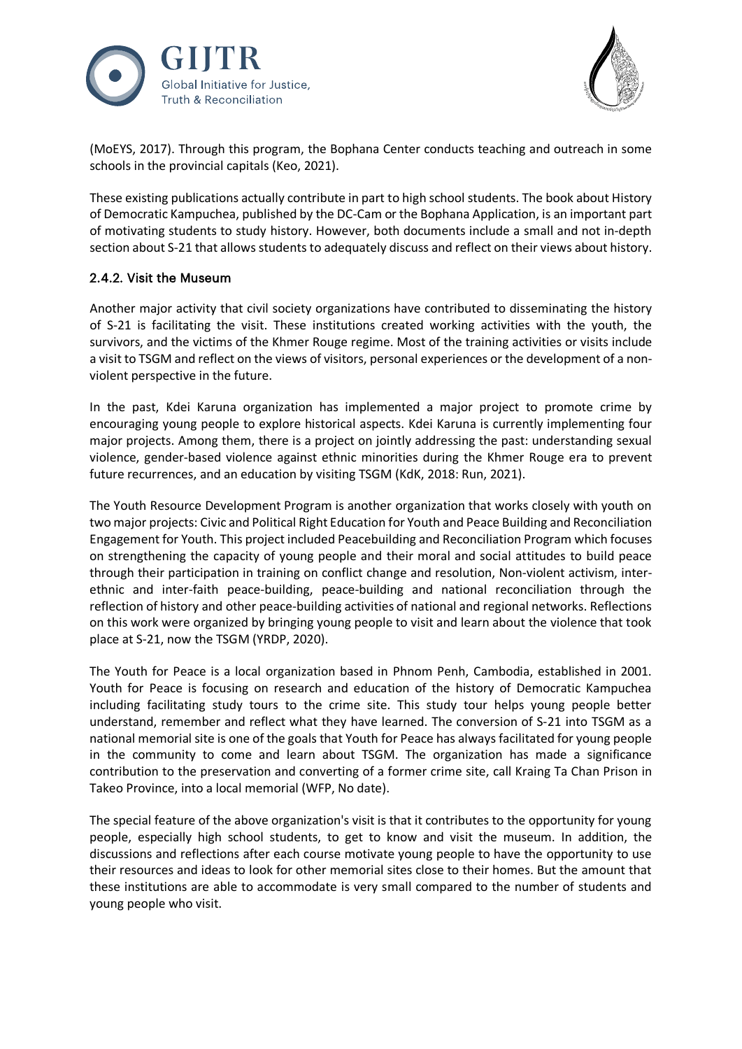(MoEYS, 2017). Through this program, the Bophana Center conducts teaching and outreach in some schools in the provincial capitals (Keo, 2021).

These existing publications actually contribute in part to high school students. The book about History of Democratic Kampuchea, published by the DC-Cam or the Bophana Application, is an important part of motivating students to study history. However, both documents include a small and not in-depth section about S-21 that allows students to adequately discuss and reflect on their views about history.

#### 2.4.2. Visit the Museum

Another major activity that civil society organizations have contributed to disseminating the history of S-21 is facilitating the visit. These institutions created working activities with the youth, the survivors, and the victims of the Khmer Rouge regime. Most of the training activities or visits include a visit to TSGM and reflect on the views of visitors, personal experiences or the development of a non-violent perspective in the future.

In the past, Kdei Karuna organization has implemented a major project to promote crime by encouraging young people to explore historical aspects. Kdei Karuna is currently implementing four major projects. Among them, there is a project on jointly addressing the past: understanding sexual violence, gender-based violence against ethnic minorities during the Khmer Rouge era to prevent future recurrences, and an education by visiting TSGM (KdK, 2018: Run, 2021).

The Youth Resource Development Program is another organization that works closely with youth on two major projects: Civic and Political Right Education for Youth and Peace Building and Reconciliation Engagement for Youth. This project included Peacebuilding and Reconciliation Program which focuses on strengthening the capacity of young people and their moral and social attitudes to build peace through their participation in training on conflict change and resolution, Non-violent activism, inter-ethnic and inter-faith peace-building, peace-building and national reconciliation through the reflection of history and other peace-building activities of national and regional networks. Reflections on this work were organized by bringing young people to visit and learn about the violence that took place at S-21, now the TSGM (YRDP, 2020).

The Youth for Peace is a local organization based in Phnom Penh, Cambodia, established in 2001. Youth for Peace is focusing on research and education of the history of Democratic Kampuchea including facilitating study tours to the crime site. This study tour helps young people better understand, remember and reflect what they have learned. The conversion of S-21 into TSGM as a national memorial site is one of the goals that Youth for Peace has always facilitated for young people in the community to come and learn about TSGM. The organization has made a significance contribution to the preservation and converting of a former crime site, call Kraing Ta Chan Prison in Takeo Province, into a local memorial (WFP, No date).

The special feature of the above organization's visit is that it contributes to the opportunity for young people, especially high school students, to get to know and visit the museum. In addition, the discussions and reflections after each course motivate young people to have the opportunity to use their resources and ideas to look for other memorial sites close to their homes. But the amount that these institutions are able to accommodate is very small compared to the number of students and young people who visit.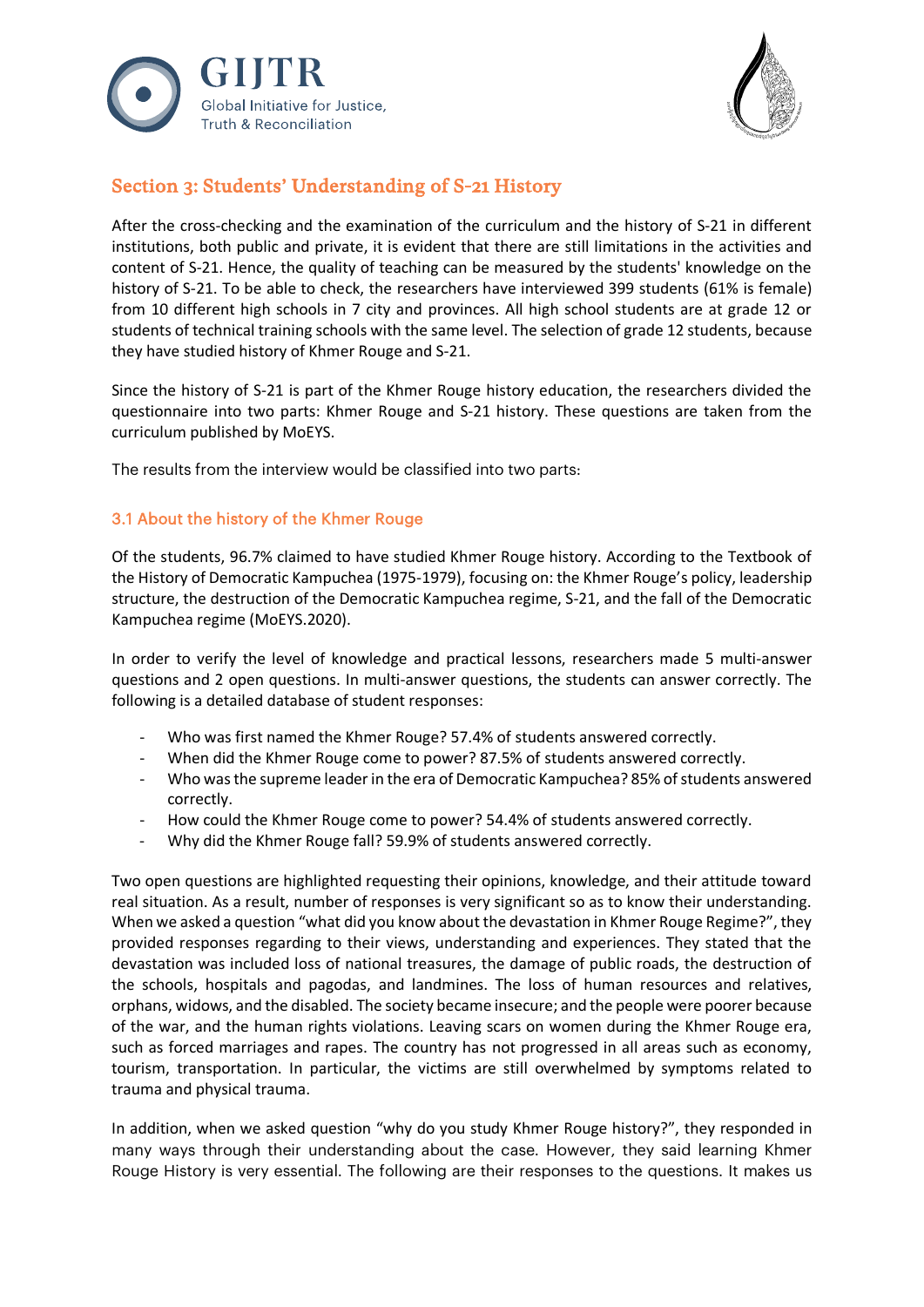## Section 3: Students' Understanding of S-21 History

After the cross-checking and the examination of the curriculum and the history of S-21 in different institutions, both public and private, it is evident that there are still limitations in the activities and content of S-21. Hence, the quality of teaching can be measured by the students' knowledge on the history of S-21. To be able to check, the researchers have interviewed 399 students (61% is female) from 10 different high schools in 7 city and provinces. All high school students are at grade 12 or students of technical training schools with the same level. The selection of grade 12 students, because they have studied history of Khmer Rouge and S-21.

Since the history of S-21 is part of the Khmer Rouge history education, the researchers divided the questionnaire into two parts: Khmer Rouge and S-21 history. These questions are taken from the curriculum published by MoEYS.

The results from the interview would be classified into two parts:

### 3.1 About the history of the Khmer Rouge

Of the students, 96.7% claimed to have studied Khmer Rouge history. According to the Textbook of the History of Democratic Kampuchea (1975-1979), focusing on: the Khmer Rouge's policy, leadership structure, the destruction of the Democratic Kampuchea regime, S-21, and the fall of the Democratic Kampuchea regime (MoEYS.2020).

In order to verify the level of knowledge and practical lessons, researchers made 5 multi-answer questions and 2 open questions. In multi-answer questions, the students can answer correctly. The following is a detailed database of student responses:

- Who was first named the Khmer Rouge? 57.4% of students answered correctly.
- When did the Khmer Rouge come to power? 87.5% of students answered correctly.
- Who was the supreme leader in the era of Democratic Kampuchea? 85% of students answered correctly.
- How could the Khmer Rouge come to power? 54.4% of students answered correctly.
- Why did the Khmer Rouge fall? 59.9% of students answered correctly.

Two open questions are highlighted requesting their opinions, knowledge, and their attitude toward real situation. As a result, number of responses is very significant so as to know their understanding. When we asked a question "what did you know about the devastation in Khmer Rouge Regime?", they provided responses regarding to their views, understanding and experiences. They stated that the devastation was included loss of national treasures, the damage of public roads, the destruction of the schools, hospitals and pagodas, and landmines. The loss of human resources and relatives, orphans, widows, and the disabled. The society became insecure; and the people were poorer because of the war, and the human rights violations. Leaving scars on women during the Khmer Rouge era, such as forced marriages and rapes. The country has not progressed in all areas such as economy, tourism, transportation. In particular, the victims are still overwhelmed by symptoms related to trauma and physical trauma.

In addition, when we asked question "why do you study Khmer Rouge history?", they responded in many ways through their understanding about the case. However, they said learning Khmer Rouge History is very essential. The following are their responses to the questions. It makes us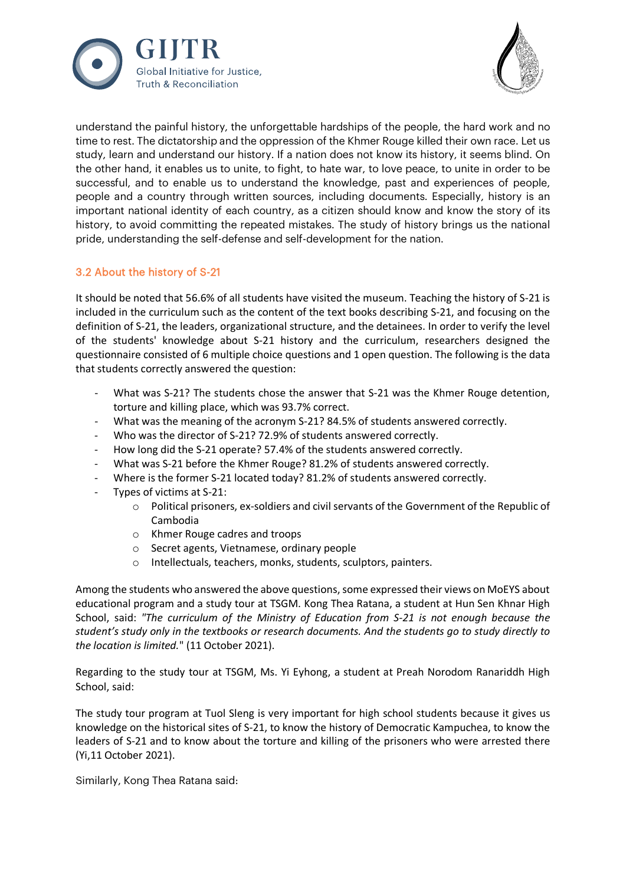understand the painful history, the unforgettable hardships of the people, the hard work and no time to rest. The dictatorship and the oppression of the Khmer Rouge killed their own race. Let us study, learn and understand our history. If a nation does not know its history, it seems blind. On the other hand, it enables us to unite, to fight, to hate war, to love peace, to unite in order to be successful, and to enable us to understand the knowledge, past and experiences of people, people and a country through written sources, including documents. Especially, history is an important national identity of each country, as a citizen should know and know the story of its history, to avoid committing the repeated mistakes. The study of history brings us the national pride, understanding the self-defense and self-development for the nation.

### 3.2 About the history of S-21

It should be noted that 56.6% of all students have visited the museum. Teaching the history of S-21 is included in the curriculum such as the content of the text books describing S-21, and focusing on the definition of S-21, the leaders, organizational structure, and the detainees. In order to verify the level of the students' knowledge about S-21 history and the curriculum, researchers designed the questionnaire consisted of 6 multiple choice questions and 1 open question. The following is the data that students correctly answered the question:

- What was S-21? The students chose the answer that S-21 was the Khmer Rouge detention, torture and killing place, which was 93.7% correct.
- What was the meaning of the acronym S-21? 84.5% of students answered correctly.
- Who was the director of S-21? 72.9% of students answered correctly.
- How long did the S-21 operate? 57.4% of the students answered correctly.
- What was S-21 before the Khmer Rouge? 81.2% of students answered correctly.
- Where is the former S-21 located today? 81.2% of students answered correctly.
- Types of victims at S-21:
  - Political prisoners, ex-soldiers and civil servants of the Government of the Republic of Cambodia
  - Khmer Rouge cadres and troops
  - Secret agents, Vietnamese, ordinary people
  - Intellectuals, teachers, monks, students, sculptors, painters.

Among the students who answered the above questions, some expressed their views on MoEYS about educational program and a study tour at TSGM. Kong Thea Ratana, a student at Hun Sen Khnar High School, said: *"The curriculum of the Ministry of Education from S-21 is not enough because the student's study only in the textbooks or research documents. And the students go to study directly to the location is limited.*" (11 October 2021).

Regarding to the study tour at TSGM, Ms. Yi Eyhong, a student at Preah Norodom Ranariddh High School, said:

The study tour program at Tuol Sleng is very important for high school students because it gives us knowledge on the historical sites of S-21, to know the history of Democratic Kampuchea, to know the leaders of S-21 and to know about the torture and killing of the prisoners who were arrested there (Yi,11 October 2021).

Similarly, Kong Thea Ratana said: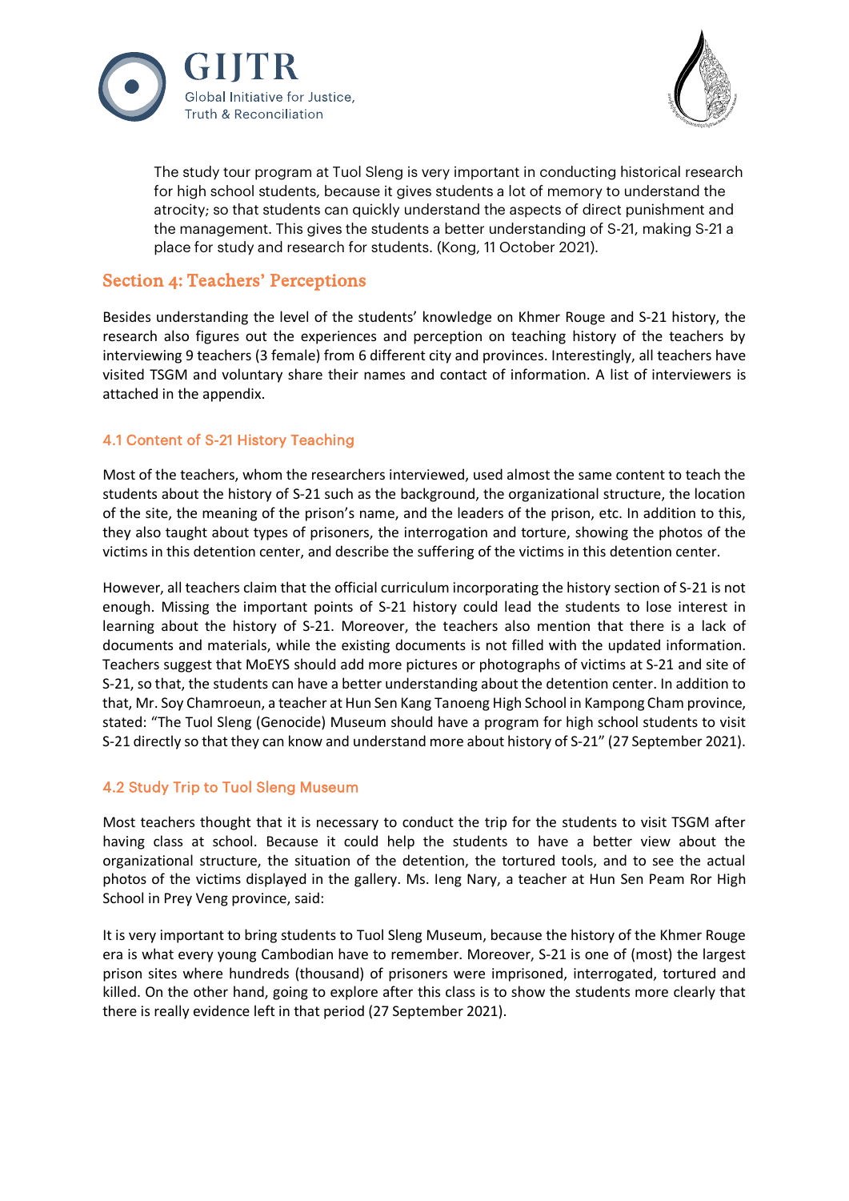The study tour program at Tuol Sleng is very important in conducting historical research for high school students, because it gives students a lot of memory to understand the atrocity; so that students can quickly understand the aspects of direct punishment and the management. This gives the students a better understanding of S-21, making S-21 a place for study and research for students. (Kong, 11 October 2021).

## Section 4: Teachers' Perceptions

Besides understanding the level of the students' knowledge on Khmer Rouge and S-21 history, the research also figures out the experiences and perception on teaching history of the teachers by interviewing 9 teachers (3 female) from 6 different city and provinces. Interestingly, all teachers have visited TSGM and voluntary share their names and contact of information. A list of interviewers is attached in the appendix.

### 4.1 Content of S-21 History Teaching

Most of the teachers, whom the researchers interviewed, used almost the same content to teach the students about the history of S-21 such as the background, the organizational structure, the location of the site, the meaning of the prison's name, and the leaders of the prison, etc. In addition to this, they also taught about types of prisoners, the interrogation and torture, showing the photos of the victims in this detention center, and describe the suffering of the victims in this detention center.

However, all teachers claim that the official curriculum incorporating the history section of S-21 is not enough. Missing the important points of S-21 history could lead the students to lose interest in learning about the history of S-21. Moreover, the teachers also mention that there is a lack of documents and materials, while the existing documents is not filled with the updated information. Teachers suggest that MoEYS should add more pictures or photographs of victims at S-21 and site of S-21, so that, the students can have a better understanding about the detention center. In addition to that, Mr. Soy Chamroeun, a teacher at Hun Sen Kang Tanoeng High School in Kampong Cham province, stated: "The Tuol Sleng (Genocide) Museum should have a program for high school students to visit S-21 directly so that they can know and understand more about history of S-21" (27 September 2021).

### 4.2 Study Trip to Tuol Sleng Museum

Most teachers thought that it is necessary to conduct the trip for the students to visit TSGM after having class at school. Because it could help the students to have a better view about the organizational structure, the situation of the detention, the tortured tools, and to see the actual photos of the victims displayed in the gallery. Ms. Ieng Nary, a teacher at Hun Sen Peam Ror High School in Prey Veng province, said:

It is very important to bring students to Tuol Sleng Museum, because the history of the Khmer Rouge era is what every young Cambodian have to remember. Moreover, S-21 is one of (most) the largest prison sites where hundreds (thousand) of prisoners were imprisoned, interrogated, tortured and killed. On the other hand, going to explore after this class is to show the students more clearly that there is really evidence left in that period (27 September 2021).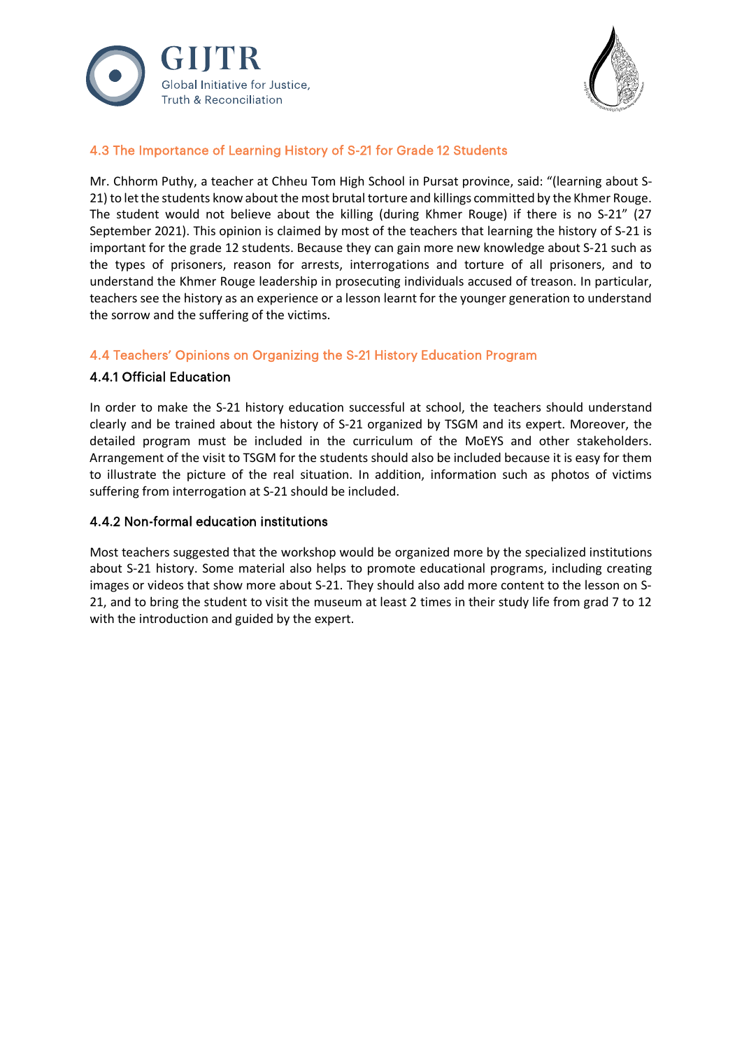### 4.3 The Importance of Learning History of S-21 for Grade 12 Students

Mr. Chhorm Puthy, a teacher at Chheu Tom High School in Pursat province, said: "(learning about S-21) to let the students know about the most brutal torture and killings committed by the Khmer Rouge. The student would not believe about the killing (during Khmer Rouge) if there is no S-21" (27 September 2021). This opinion is claimed by most of the teachers that learning the history of S-21 is important for the grade 12 students. Because they can gain more new knowledge about S-21 such as the types of prisoners, reason for arrests, interrogations and torture of all prisoners, and to understand the Khmer Rouge leadership in prosecuting individuals accused of treason. In particular, teachers see the history as an experience or a lesson learnt for the younger generation to understand the sorrow and the suffering of the victims.

### 4.4 Teachers' Opinions on Organizing the S-21 History Education Program

#### 4.4.1 Official Education

In order to make the S-21 history education successful at school, the teachers should understand clearly and be trained about the history of S-21 organized by TSGM and its expert. Moreover, the detailed program must be included in the curriculum of the MoEYS and other stakeholders. Arrangement of the visit to TSGM for the students should also be included because it is easy for them to illustrate the picture of the real situation. In addition, information such as photos of victims suffering from interrogation at S-21 should be included.

#### 4.4.2 Non-formal education institutions

Most teachers suggested that the workshop would be organized more by the specialized institutions about S-21 history. Some material also helps to promote educational programs, including creating images or videos that show more about S-21. They should also add more content to the lesson on S-21, and to bring the student to visit the museum at least 2 times in their study life from grad 7 to 12 with the introduction and guided by the expert.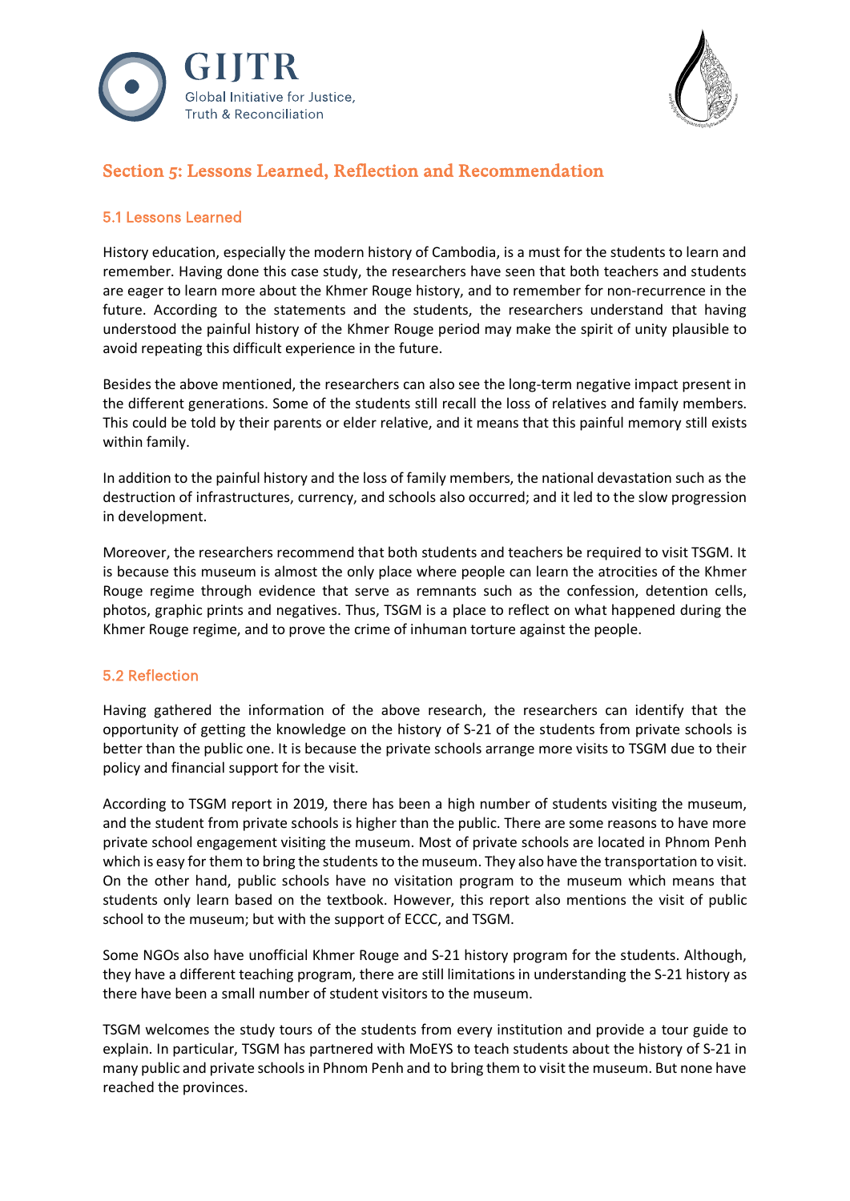## Section 5: Lessons Learned, Reflection and Recommendation

### 5.1 Lessons Learned

History education, especially the modern history of Cambodia, is a must for the students to learn and remember. Having done this case study, the researchers have seen that both teachers and students are eager to learn more about the Khmer Rouge history, and to remember for non-recurrence in the future. According to the statements and the students, the researchers understand that having understood the painful history of the Khmer Rouge period may make the spirit of unity plausible to avoid repeating this difficult experience in the future.

Besides the above mentioned, the researchers can also see the long-term negative impact present in the different generations. Some of the students still recall the loss of relatives and family members. This could be told by their parents or elder relative, and it means that this painful memory still exists within family.

In addition to the painful history and the loss of family members, the national devastation such as the destruction of infrastructures, currency, and schools also occurred; and it led to the slow progression in development.

Moreover, the researchers recommend that both students and teachers be required to visit TSGM. It is because this museum is almost the only place where people can learn the atrocities of the Khmer Rouge regime through evidence that serve as remnants such as the confession, detention cells, photos, graphic prints and negatives. Thus, TSGM is a place to reflect on what happened during the Khmer Rouge regime, and to prove the crime of inhuman torture against the people.

### 5.2 Reflection

Having gathered the information of the above research, the researchers can identify that the opportunity of getting the knowledge on the history of S-21 of the students from private schools is better than the public one. It is because the private schools arrange more visits to TSGM due to their policy and financial support for the visit.

According to TSGM report in 2019, there has been a high number of students visiting the museum, and the student from private schools is higher than the public. There are some reasons to have more private school engagement visiting the museum. Most of private schools are located in Phnom Penh which is easy for them to bring the students to the museum. They also have the transportation to visit. On the other hand, public schools have no visitation program to the museum which means that students only learn based on the textbook. However, this report also mentions the visit of public school to the museum; but with the support of ECCC, and TSGM.

Some NGOs also have unofficial Khmer Rouge and S-21 history program for the students. Although, they have a different teaching program, there are still limitations in understanding the S-21 history as there have been a small number of student visitors to the museum.

TSGM welcomes the study tours of the students from every institution and provide a tour guide to explain. In particular, TSGM has partnered with MoEYS to teach students about the history of S-21 in many public and private schools in Phnom Penh and to bring them to visit the museum. But none have reached the provinces.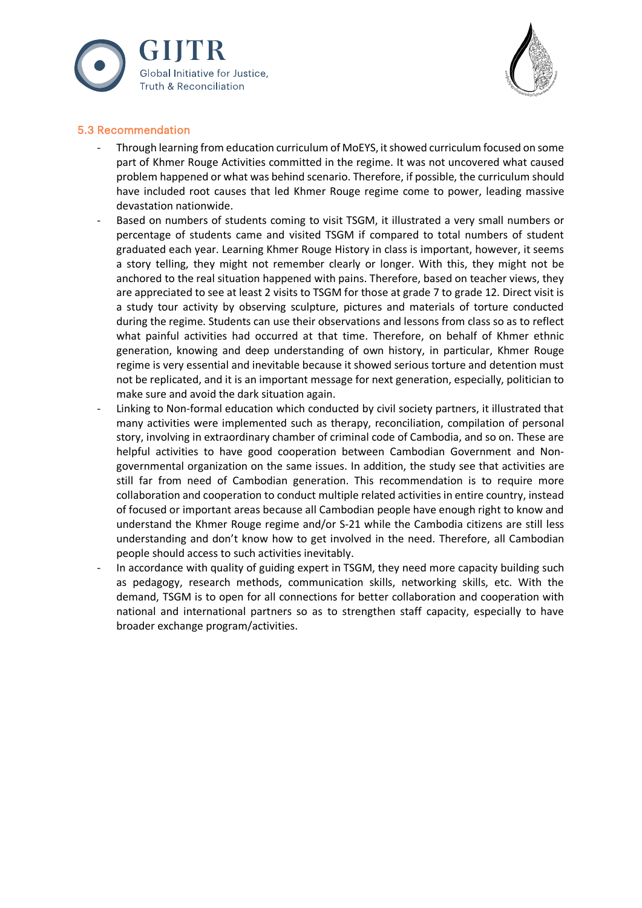### 5.3 Recommendation

- Through learning from education curriculum of MoEYS, it showed curriculum focused on some part of Khmer Rouge Activities committed in the regime. It was not uncovered what caused problem happened or what was behind scenario. Therefore, if possible, the curriculum should have included root causes that led Khmer Rouge regime come to power, leading massive devastation nationwide.
- Based on numbers of students coming to visit TSGM, it illustrated a very small numbers or percentage of students came and visited TSGM if compared to total numbers of student graduated each year. Learning Khmer Rouge History in class is important, however, it seems a story telling, they might not remember clearly or longer. With this, they might not be anchored to the real situation happened with pains. Therefore, based on teacher views, they are appreciated to see at least 2 visits to TSGM for those at grade 7 to grade 12. Direct visit is a study tour activity by observing sculpture, pictures and materials of torture conducted during the regime. Students can use their observations and lessons from class so as to reflect what painful activities had occurred at that time. Therefore, on behalf of Khmer ethnic generation, knowing and deep understanding of own history, in particular, Khmer Rouge regime is very essential and inevitable because it showed serious torture and detention must not be replicated, and it is an important message for next generation, especially, politician to make sure and avoid the dark situation again.
- Linking to Non-formal education which conducted by civil society partners, it illustrated that many activities were implemented such as therapy, reconciliation, compilation of personal story, involving in extraordinary chamber of criminal code of Cambodia, and so on. These are helpful activities to have good cooperation between Cambodian Government and Non-governmental organization on the same issues. In addition, the study see that activities are still far from need of Cambodian generation. This recommendation is to require more collaboration and cooperation to conduct multiple related activities in entire country, instead of focused or important areas because all Cambodian people have enough right to know and understand the Khmer Rouge regime and/or S-21 while the Cambodia citizens are still less understanding and don't know how to get involved in the need. Therefore, all Cambodian people should access to such activities inevitably.
- In accordance with quality of guiding expert in TSGM, they need more capacity building such as pedagogy, research methods, communication skills, networking skills, etc. With the demand, TSGM is to open for all connections for better collaboration and cooperation with national and international partners so as to strengthen staff capacity, especially to have broader exchange program/activities.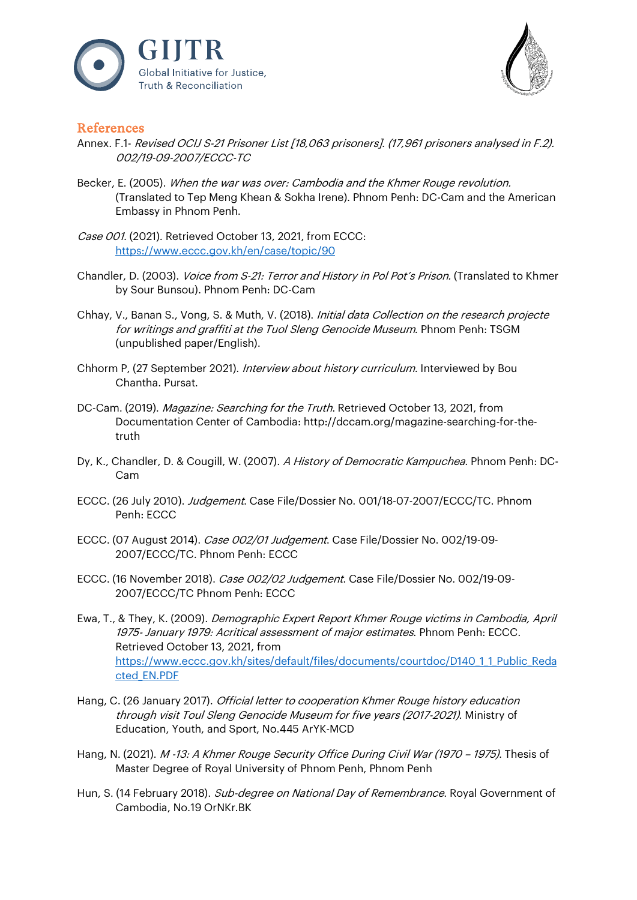## References

Annex. F.1- *Revised OCIJ S-21 Prisoner List [18,063 prisoners]. (17,961 prisoners analysed in F.2). 002/19-09-2007/ECCC-TC*

Becker, E. (2005). *When the war was over: Cambodia and the Khmer Rouge revolution.* (Translated to Tep Meng Khean & Sokha Irene). Phnom Penh: DC-Cam and the American Embassy in Phnom Penh.

*Case 001*. (2021). Retrieved October 13, 2021, from ECCC: https://www.eccc.gov.kh/en/case/topic/90

Chandler, D. (2003). *Voice from S-21: Terror and History in Pol Pot's Prison.* (Translated to Khmer by Sour Bunsou). Phnom Penh: DC-Cam

Chhay, V., Banan S., Vong, S. & Muth, V. (2018). *Initial data Collection on the research projecte for writings and graffiti at the Tuol Sleng Genocide Museum*. Phnom Penh: TSGM (unpublished paper/English).

Chhorm P, (27 September 2021). *Interview about history curriculum*. Interviewed by Bou Chantha. Pursat.

DC-Cam. (2019). *Magazine: Searching for the Truth*. Retrieved October 13, 2021, from Documentation Center of Cambodia: http://dccam.org/magazine-searching-for-the-truth

Dy, K., Chandler, D. & Cougill, W. (2007). *A History of Democratic Kampuchea*. Phnom Penh: DC-Cam

ECCC. (26 July 2010). *Judgement*. Case File/Dossier No. 001/18-07-2007/ECCC/TC. Phnom Penh: ECCC

ECCC. (07 August 2014). *Case 002/01 Judgement*. Case File/Dossier No. 002/19-09-2007/ECCC/TC. Phnom Penh: ECCC

ECCC. (16 November 2018). *Case 002/02 Judgement*. Case File/Dossier No. 002/19-09-2007/ECCC/TC Phnom Penh: ECCC

Ewa, T., & They, K. (2009). *Demographic Expert Report Khmer Rouge victims in Cambodia, April 1975- January 1979: Acritical assessment of major estimates*. Phnom Penh: ECCC. Retrieved October 13, 2021, from https://www.eccc.gov.kh/sites/default/files/documents/courtdoc/D140_1_1_Public_Redacted_EN.PDF

Hang, C. (26 January 2017). *Official letter to cooperation Khmer Rouge history education through visit Toul Sleng Genocide Museum for five years (2017-2021)*. Ministry of Education, Youth, and Sport, No.445 ArYK-MCD

Hang, N. (2021). *M -13: A Khmer Rouge Security Office During Civil War (1970 – 1975)*. Thesis of Master Degree of Royal University of Phnom Penh, Phnom Penh

Hun, S. (14 February 2018). *Sub-degree on National Day of Remembrance*. Royal Government of Cambodia, No.19 OrNKr.BK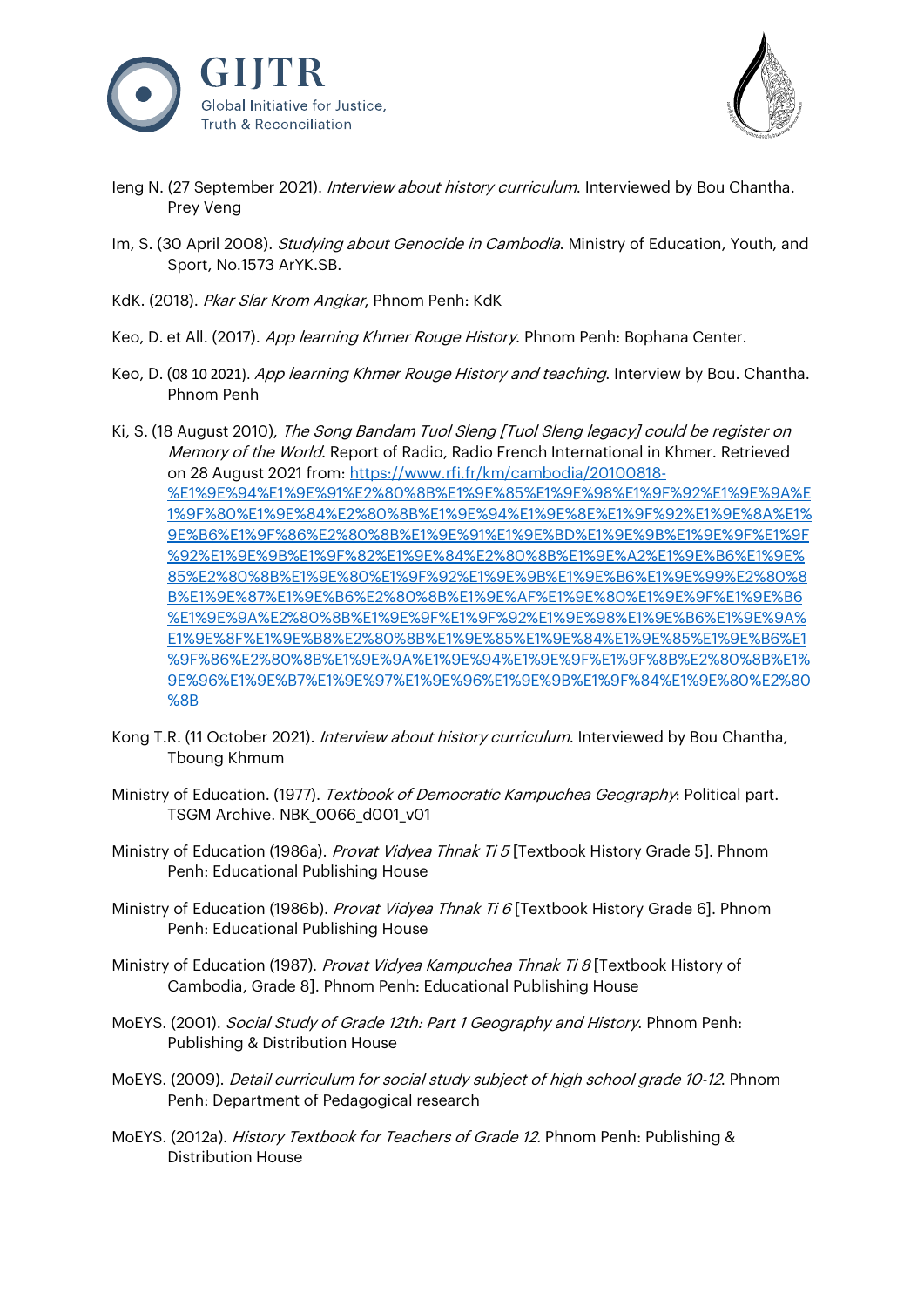Ieng N. (27 September 2021). *Interview about history curriculum*. Interviewed by Bou Chantha. Prey Veng

Im, S. (30 April 2008). *Studying about Genocide in Cambodia*. Ministry of Education, Youth, and Sport, No.1573 ArYK.SB.

KdK. (2018). *Pkar Slar Krom Angkar*, Phnom Penh: KdK

Keo, D. et All. (2017). *App learning Khmer Rouge History*. Phnom Penh: Bophana Center.

Keo, D. (08 10 2021). *App learning Khmer Rouge History and teaching*. Interview by Bou. Chantha. Phnom Penh

Ki, S. (18 August 2010), *The Song Bandam Tuol Sleng [Tuol Sleng legacy] could be register on Memory of the World*. Report of Radio, Radio French International in Khmer. Retrieved on 28 August 2021 from: https://www.rfi.fr/km/cambodia/20100818-%E1%9E%94%E1%9E%91%E2%80%8B%E1%9E%85%E1%9E%98%E1%9F%92%E1%9E%9A%E1%9F%80%E1%9E%84%E2%80%8B%E1%9E%94%E1%9E%8E%E1%9F%92%E1%9E%8A%E1%9E%B6%E1%9F%86%E2%80%8B%E1%9E%91%E1%9E%BD%E1%9E%9B%E1%9E%9F%E1%9F%92%E1%9E%9B%E1%9F%82%E1%9E%84%E2%80%8B%E1%9E%A2%E1%9E%B6%E1%9E%85%E2%80%8B%E1%9E%80%E1%9F%92%E1%9E%9B%E1%9E%B6%E1%9E%99%E2%80%8B%E1%9E%87%E1%9E%B6%E2%80%8B%E1%9E%AF%E1%9E%80%E1%9E%9F%E1%9E%B6%E1%9E%9A%E2%80%8B%E1%9E%9F%E1%9F%92%E1%9E%98%E1%9E%B6%E1%9E%9A%E1%9E%8F%E1%9E%B8%E2%80%8B%E1%9E%85%E1%9E%84%E1%9E%85%E1%9E%B6%E1%9F%86%E2%80%8B%E1%9E%9A%E1%9E%94%E1%9E%9F%E1%9F%8B%E2%80%8B%E1%9E%96%E1%9E%B7%E1%9E%97%E1%9E%96%E1%9E%9B%E1%9F%84%E1%9E%80%E2%80%8B

Kong T.R. (11 October 2021). *Interview about history curriculum*. Interviewed by Bou Chantha, Tboung Khmum

Ministry of Education. (1977). *Textbook of Democratic Kampuchea Geography*: Political part. TSGM Archive. NBK_0066_d001_v01

Ministry of Education (1986a). *Provat Vidyea Thnak Ti 5* [Textbook History Grade 5]. Phnom Penh: Educational Publishing House

Ministry of Education (1986b). *Provat Vidyea Thnak Ti 6* [Textbook History Grade 6]. Phnom Penh: Educational Publishing House

Ministry of Education (1987). *Provat Vidyea Kampuchea Thnak Ti 8* [Textbook History of Cambodia, Grade 8]. Phnom Penh: Educational Publishing House

MoEYS. (2001). *Social Study of Grade 12th: Part 1 Geography and History*. Phnom Penh: Publishing & Distribution House

MoEYS. (2009). *Detail curriculum for social study subject of high school grade 10-12*. Phnom Penh: Department of Pedagogical research

MoEYS. (2012a). *History Textbook for Teachers of Grade 12*. Phnom Penh: Publishing & Distribution House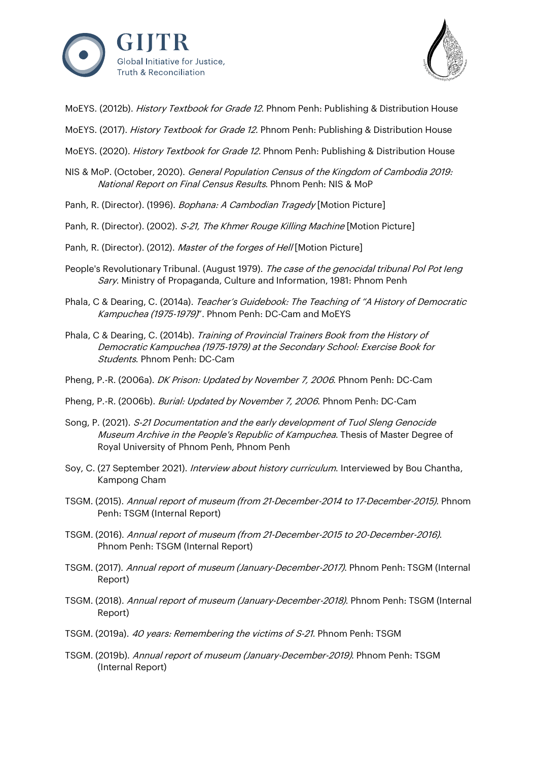MoEYS. (2012b). *History Textbook for Grade 12*. Phnom Penh: Publishing & Distribution House

MoEYS. (2017). *History Textbook for Grade 12*. Phnom Penh: Publishing & Distribution House

MoEYS. (2020). *History Textbook for Grade 12*. Phnom Penh: Publishing & Distribution House

NIS & MoP. (October, 2020). *General Population Census of the Kingdom of Cambodia 2019: National Report on Final Census Results*. Phnom Penh: NIS & MoP

Panh, R. (Director). (1996). *Bophana: A Cambodian Tragedy* [Motion Picture]

Panh, R. (Director). (2002). *S-21, The Khmer Rouge Killing Machine* [Motion Picture]

Panh, R. (Director). (2012). *Master of the forges of Hell* [Motion Picture]

People's Revolutionary Tribunal. (August 1979). *The case of the genocidal tribunal Pol Pot Ieng Sary*. Ministry of Propaganda, Culture and Information, 1981: Phnom Penh

Phala, C & Dearing, C. (2014a). *Teacher's Guidebook: The Teaching of "A History of Democratic Kampuchea (1975-1979)"*. Phnom Penh: DC-Cam and MoEYS

Phala, C & Dearing, C. (2014b). *Training of Provincial Trainers Book from the History of Democratic Kampuchea (1975-1979) at the Secondary School: Exercise Book for Students*. Phnom Penh: DC-Cam

Pheng, P.-R. (2006a). *DK Prison: Updated by November 7, 2006*. Phnom Penh: DC-Cam

Pheng, P.-R. (2006b). *Burial: Updated by November 7, 2006*. Phnom Penh: DC-Cam

Song, P. (2021). *S-21 Documentation and the early development of Tuol Sleng Genocide Museum Archive in the People's Republic of Kampuchea*. Thesis of Master Degree of Royal University of Phnom Penh, Phnom Penh

Soy, C. (27 September 2021). *Interview about history curriculum*. Interviewed by Bou Chantha, Kampong Cham

TSGM. (2015). *Annual report of museum (from 21-December-2014 to 17-December-2015)*. Phnom Penh: TSGM (Internal Report)

TSGM. (2016). *Annual report of museum (from 21-December-2015 to 20-December-2016)*. Phnom Penh: TSGM (Internal Report)

TSGM. (2017). *Annual report of museum (January-December-2017)*. Phnom Penh: TSGM (Internal Report)

TSGM. (2018). *Annual report of museum (January-December-2018)*. Phnom Penh: TSGM (Internal Report)

TSGM. (2019a). *40 years: Remembering the victims of S-21*. Phnom Penh: TSGM

TSGM. (2019b). *Annual report of museum (January-December-2019)*. Phnom Penh: TSGM (Internal Report)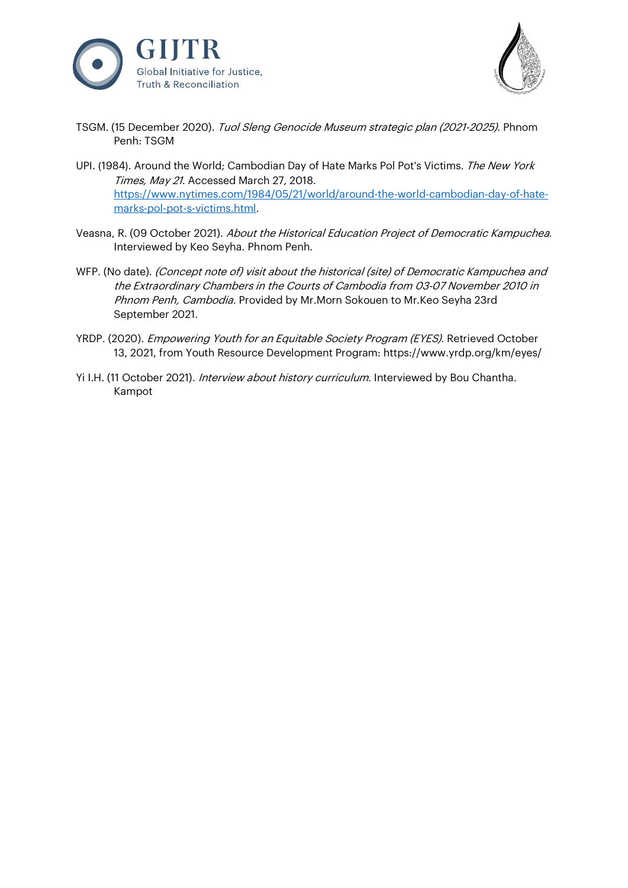TSGM. (15 December 2020). *Tuol Sleng Genocide Museum strategic plan (2021-2025)*. Phnom Penh: TSGM

UPI. (1984). Around the World; Cambodian Day of Hate Marks Pol Pot's Victims. *The New York Times, May 21*. Accessed March 27, 2018. [https://www.nytimes.com/1984/05/21/world/around-the-world-cambodian-day-of-hate-marks-pol-pot-s-victims.html](https://www.nytimes.com/1984/05/21/world/around-the-world-cambodian-day-of-hate-marks-pol-pot-s-victims.html).

Veasna, R. (09 October 2021). *About the Historical Education Project of Democratic Kampuchea*. Interviewed by Keo Seyha. Phnom Penh.

WFP. (No date). *(Concept note of) visit about the historical (site) of Democratic Kampuchea and the Extraordinary Chambers in the Courts of Cambodia from 03-07 November 2010 in Phnom Penh, Cambodia*. Provided by Mr.Morn Sokouen to Mr.Keo Seyha 23rd September 2021.

YRDP. (2020). *Empowering Youth for an Equitable Society Program (EYES)*. Retrieved October 13, 2021, from Youth Resource Development Program: https://www.yrdp.org/km/eyes/

Yi I.H. (11 October 2021). *Interview about history curriculum*. Interviewed by Bou Chantha. Kampot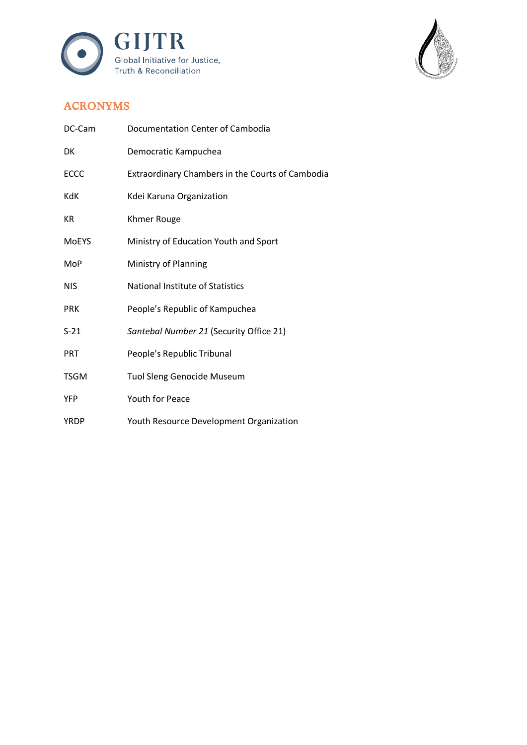## ACRONYMS

| | |
|---|---|
| DC-Cam | Documentation Center of Cambodia |
| DK | Democratic Kampuchea |
| ECCC | Extraordinary Chambers in the Courts of Cambodia |
| KdK | Kdei Karuna Organization |
| KR | Khmer Rouge |
| MoEYS | Ministry of Education Youth and Sport |
| MoP | Ministry of Planning |
| NIS | National Institute of Statistics |
| PRK | People's Republic of Kampuchea |
| S-21 | *Santebal Number 21* (Security Office 21) |
| PRT | People's Republic Tribunal |
| TSGM | Tuol Sleng Genocide Museum |
| YFP | Youth for Peace |
| YRDP | Youth Resource Development Organization |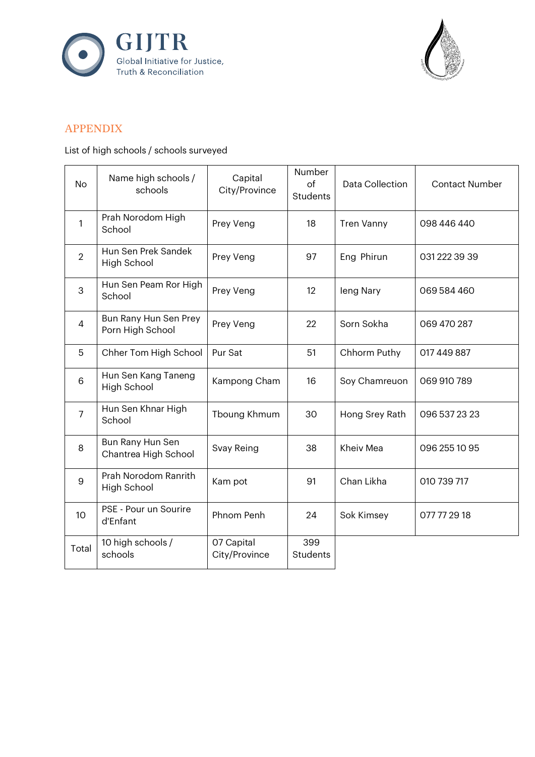## APPENDIX

List of high schools / schools surveyed

| No | Name high schools / schools | Capital City/Province | Number of Students | Data Collection | Contact Number |
|---|---|---|---|---|---|
| 1 | Prah Norodom High School | Prey Veng | 18 | Tren Vanny | 098 446 440 |
| 2 | Hun Sen Prek Sandek High School | Prey Veng | 97 | Eng Phirun | 031 222 39 39 |
| 3 | Hun Sen Peam Ror High School | Prey Veng | 12 | Ieng Nary | 069 584 460 |
| 4 | Bun Rany Hun Sen Prey Porn High School | Prey Veng | 22 | Sorn Sokha | 069 470 287 |
| 5 | Chher Tom High School | Pur Sat | 51 | Chhorm Puthy | 017 449 887 |
| 6 | Hun Sen Kang Taneng High School | Kampong Cham | 16 | Soy Chamreuon | 069 910 789 |
| 7 | Hun Sen Khnar High School | Tboung Khmum | 30 | Hong Srey Rath | 096 537 23 23 |
| 8 | Bun Rany Hun Sen Chantrea High School | Svay Reing | 38 | Kheiv Mea | 096 255 10 95 |
| 9 | Prah Norodom Ranrith High School | Kam pot | 91 | Chan Likha | 010 739 717 |
| 10 | PSE - Pour un Sourire d'Enfant | Phnom Penh | 24 | Sok Kimsey | 077 77 29 18 |
| Total | 10 high schools / schools | 07 Capital City/Province | 399 Students | | |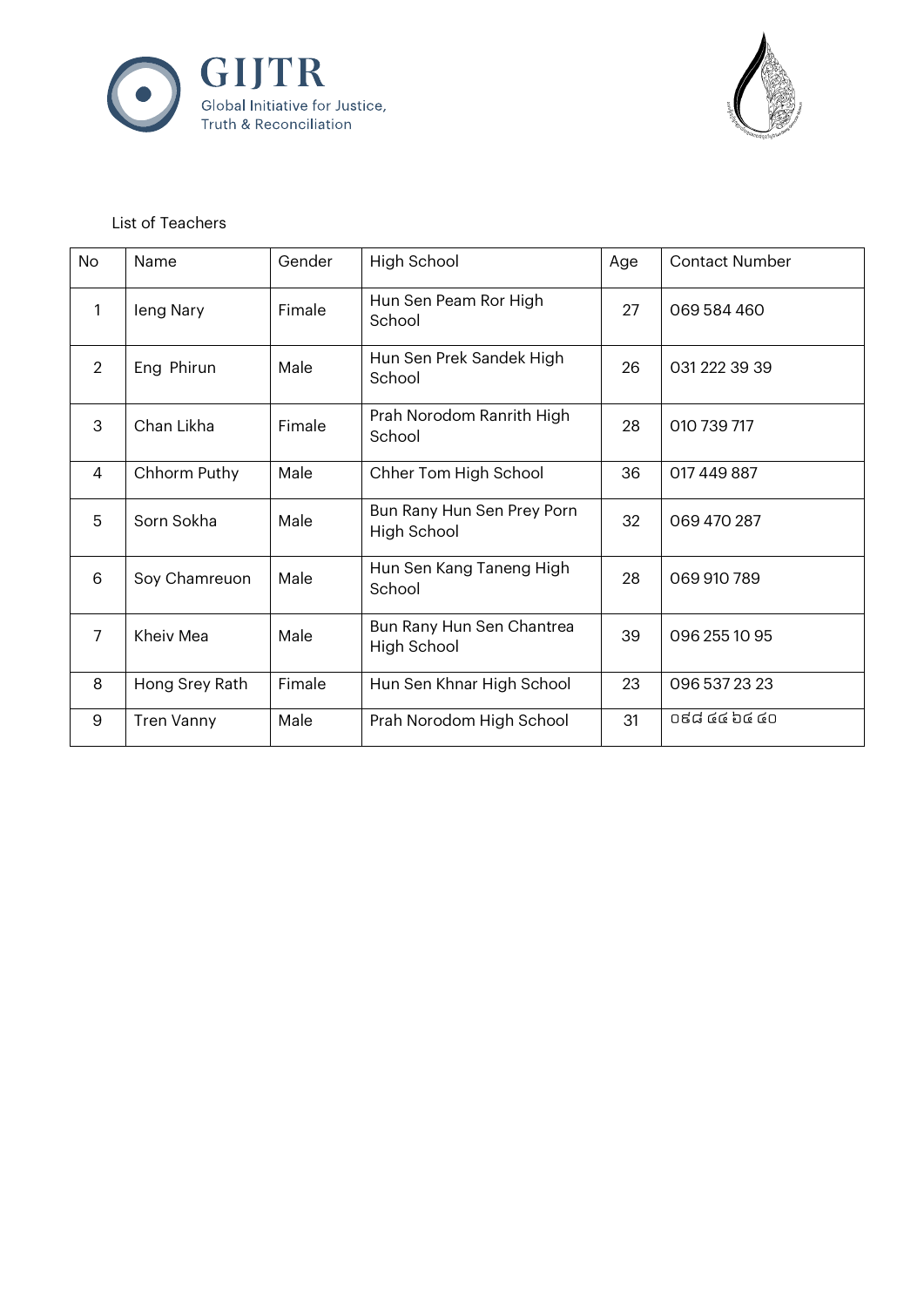List of Teachers

| No | Name | Gender | High School | Age | Contact Number |
|---|---|---|---|---|---|
| 1 | Ieng Nary | Fimale | Hun Sen Peam Ror High School | 27 | 069 584 460 |
| 2 | Eng Phirun | Male | Hun Sen Prek Sandek High School | 26 | 031 222 39 39 |
| 3 | Chan Likha | Fimale | Prah Norodom Ranrith High School | 28 | 010 739 717 |
| 4 | Chhorm Puthy | Male | Chher Tom High School | 36 | 017 449 887 |
| 5 | Sorn Sokha | Male | Bun Rany Hun Sen Prey Porn High School | 32 | 069 470 287 |
| 6 | Soy Chamreuon | Male | Hun Sen Kang Taneng High School | 28 | 069 910 789 |
| 7 | Kheiv Mea | Male | Bun Rany Hun Sen Chantrea High School | 39 | 096 255 10 95 |
| 8 | Hong Srey Rath | Fimale | Hun Sen Khnar High School | 23 | 096 537 23 23 |
| 9 | Tren Vanny | Male | Prah Norodom High School | 31 | ០៩៨ ៨៤ ៦៤ ៨០ |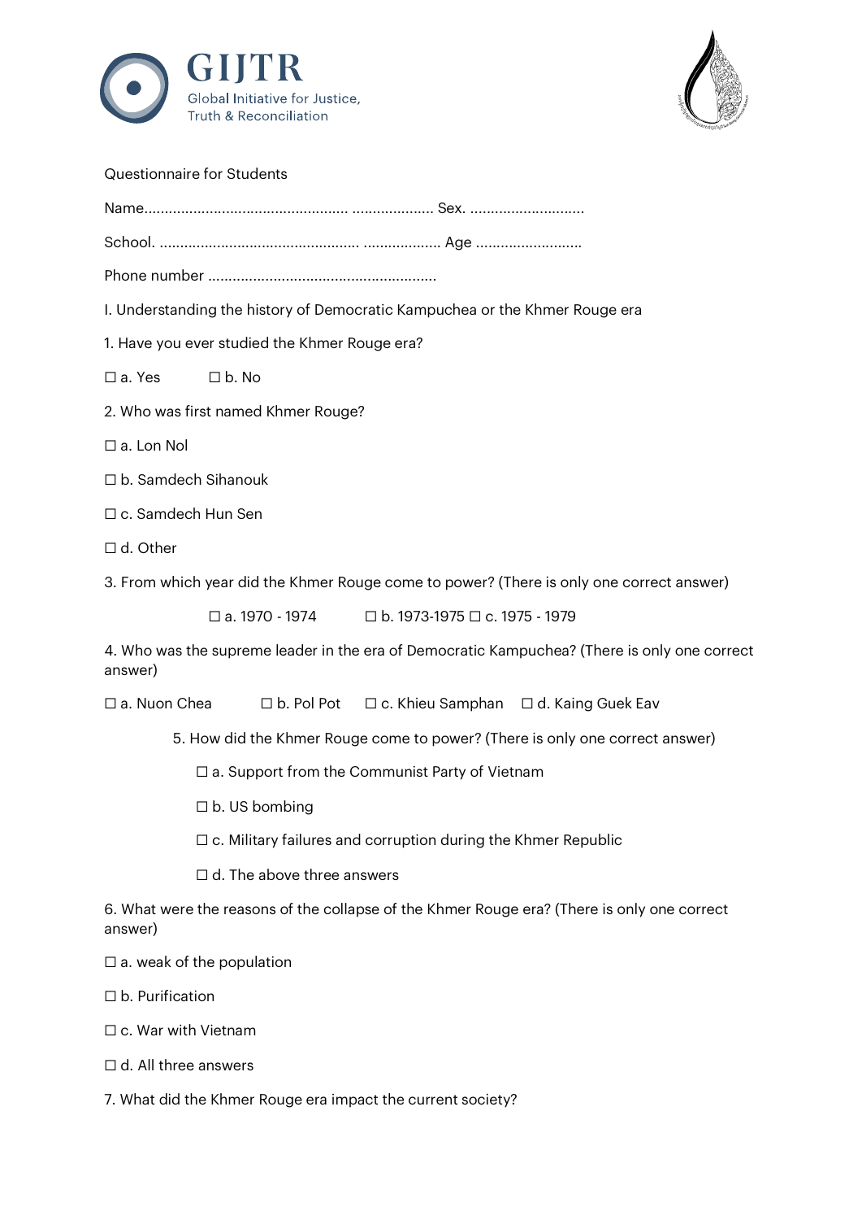GIJTR
Global Initiative for Justice, Truth & Reconciliation

Questionnaire for Students

Name.................................................... .................... Sex. ............................

School. .................................................. ................... Age ..........................

Phone number .......................................................

I. Understanding the history of Democratic Kampuchea or the Khmer Rouge era

1. Have you ever studied the Khmer Rouge era?

☐ a. Yes ☐ b. No

2. Who was first named Khmer Rouge?

☐ a. Lon Nol

☐ b. Samdech Sihanouk

☐ c. Samdech Hun Sen

☐ d. Other

3. From which year did the Khmer Rouge come to power? (There is only one correct answer)

☐ a. 1970 - 1974 ☐ b. 1973-1975 ☐ c. 1975 - 1979

4. Who was the supreme leader in the era of Democratic Kampuchea? (There is only one correct answer)

☐ a. Nuon Chea ☐ b. Pol Pot ☐ c. Khieu Samphan ☐ d. Kaing Guek Eav

5. How did the Khmer Rouge come to power? (There is only one correct answer)

☐ a. Support from the Communist Party of Vietnam

☐ b. US bombing

☐ c. Military failures and corruption during the Khmer Republic

☐ d. The above three answers

6. What were the reasons of the collapse of the Khmer Rouge era? (There is only one correct answer)

☐ a. weak of the population

☐ b. Purification

☐ c. War with Vietnam

☐ d. All three answers

7. What did the Khmer Rouge era impact the current society?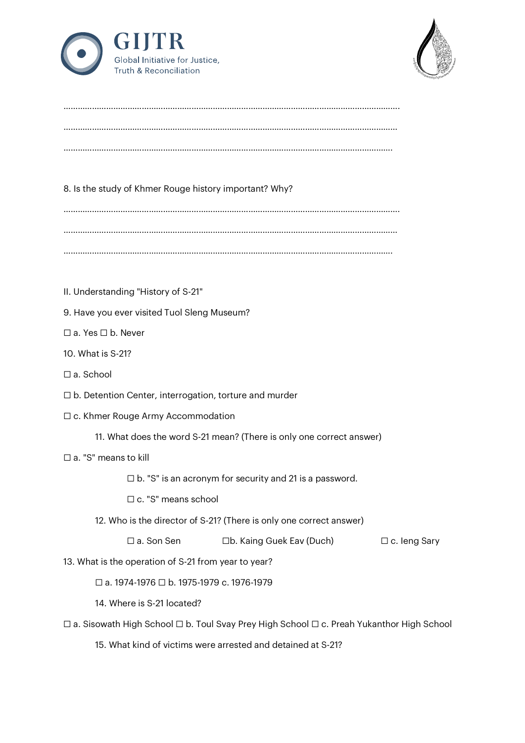.............................................................................................................................................

.............................................................................................................................................

.............................................................................................................................................

8. Is the study of Khmer Rouge history important? Why?

.............................................................................................................................................

.............................................................................................................................................

.............................................................................................................................................

II. Understanding "History of S-21"

9. Have you ever visited Tuol Sleng Museum?

☐ a. Yes ☐ b. Never

10. What is S-21?

☐ a. School

☐ b. Detention Center, interrogation, torture and murder

☐ c. Khmer Rouge Army Accommodation

11. What does the word S-21 mean? (There is only one correct answer)

☐ a. "S" means to kill

☐ b. "S" is an acronym for security and 21 is a password.

☐ c. "S" means school

12. Who is the director of S-21? (There is only one correct answer)

☐ a. Son Sen ☐b. Kaing Guek Eav (Duch) ☐ c. Ieng Sary

13. What is the operation of S-21 from year to year?

☐ a. 1974-1976 ☐ b. 1975-1979 c. 1976-1979

14. Where is S-21 located?

☐ a. Sisowath High School ☐ b. Toul Svay Prey High School ☐ c. Preah Yukanthor High School

15. What kind of victims were arrested and detained at S-21?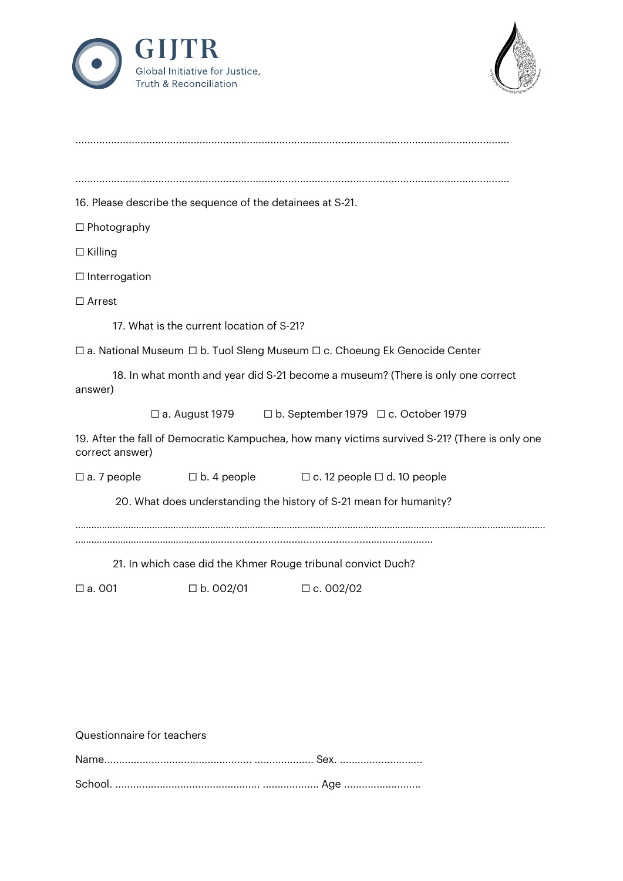…………………………………………………………………………………………………………………………………

…………………………………………………………………………………………………………………………………

16. Please describe the sequence of the detainees at S-21.

☐ Photography

☐ Killing

☐ Interrogation

☐ Arrest

17. What is the current location of S-21?

☐ a. National Museum ☐ b. Tuol Sleng Museum ☐ c. Choeung Ek Genocide Center

18. In what month and year did S-21 become a museum? (There is only one correct answer)

☐ a. August 1979 ☐ b. September 1979 ☐ c. October 1979

19. After the fall of Democratic Kampuchea, how many victims survived S-21? (There is only one correct answer)

☐ a. 7 people ☐ b. 4 people ☐ c. 12 people ☐ d. 10 people

20. What does understanding the history of S-21 mean for humanity?

………………………………………………………………………………………………………………………………………………

……………………………………………………………………………………………………………

21. In which case did the Khmer Rouge tribunal convict Duch?

☐ a. 001 ☐ b. 002/01 ☐ c. 002/02

Questionnaire for teachers

Name…………………………………………… ……………….. Sex. ……………………….

School. ………………………………………… ………………. Age ……………………..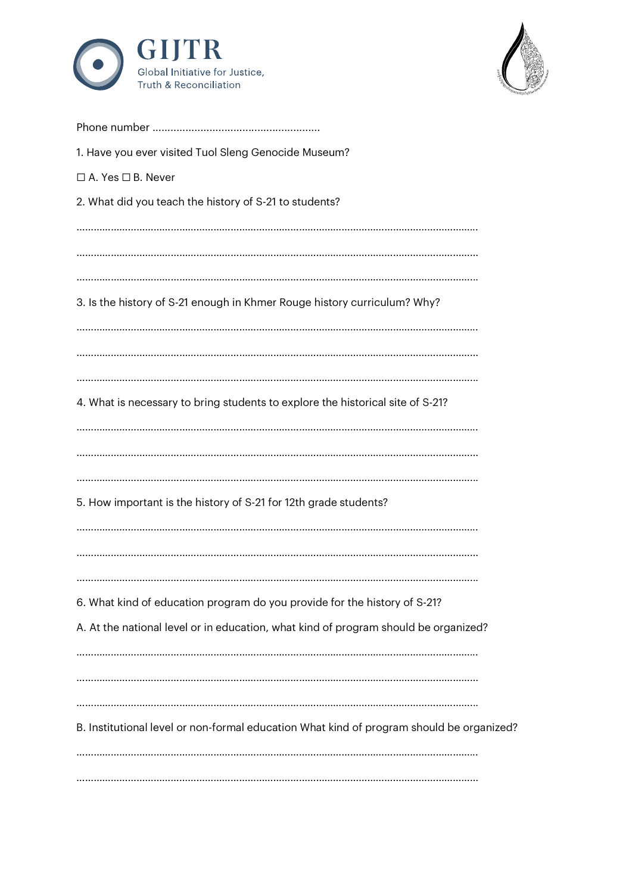Phone number ........................................................

1. Have you ever visited Tuol Sleng Genocide Museum?

☐ A. Yes ☐ B. Never

2. What did you teach the history of S-21 to students?

..........................................................................................................................................

..........................................................................................................................................

..........................................................................................................................................

3. Is the history of S-21 enough in Khmer Rouge history curriculum? Why?

..........................................................................................................................................

..........................................................................................................................................

..........................................................................................................................................

4. What is necessary to bring students to explore the historical site of S-21?

..........................................................................................................................................

..........................................................................................................................................

..........................................................................................................................................

5. How important is the history of S-21 for 12th grade students?

..........................................................................................................................................

..........................................................................................................................................

..........................................................................................................................................

6. What kind of education program do you provide for the history of S-21?

A. At the national level or in education, what kind of program should be organized?

..........................................................................................................................................

..........................................................................................................................................

..........................................................................................................................................

B. Institutional level or non-formal education What kind of program should be organized?

..........................................................................................................................................

..........................................................................................................................................